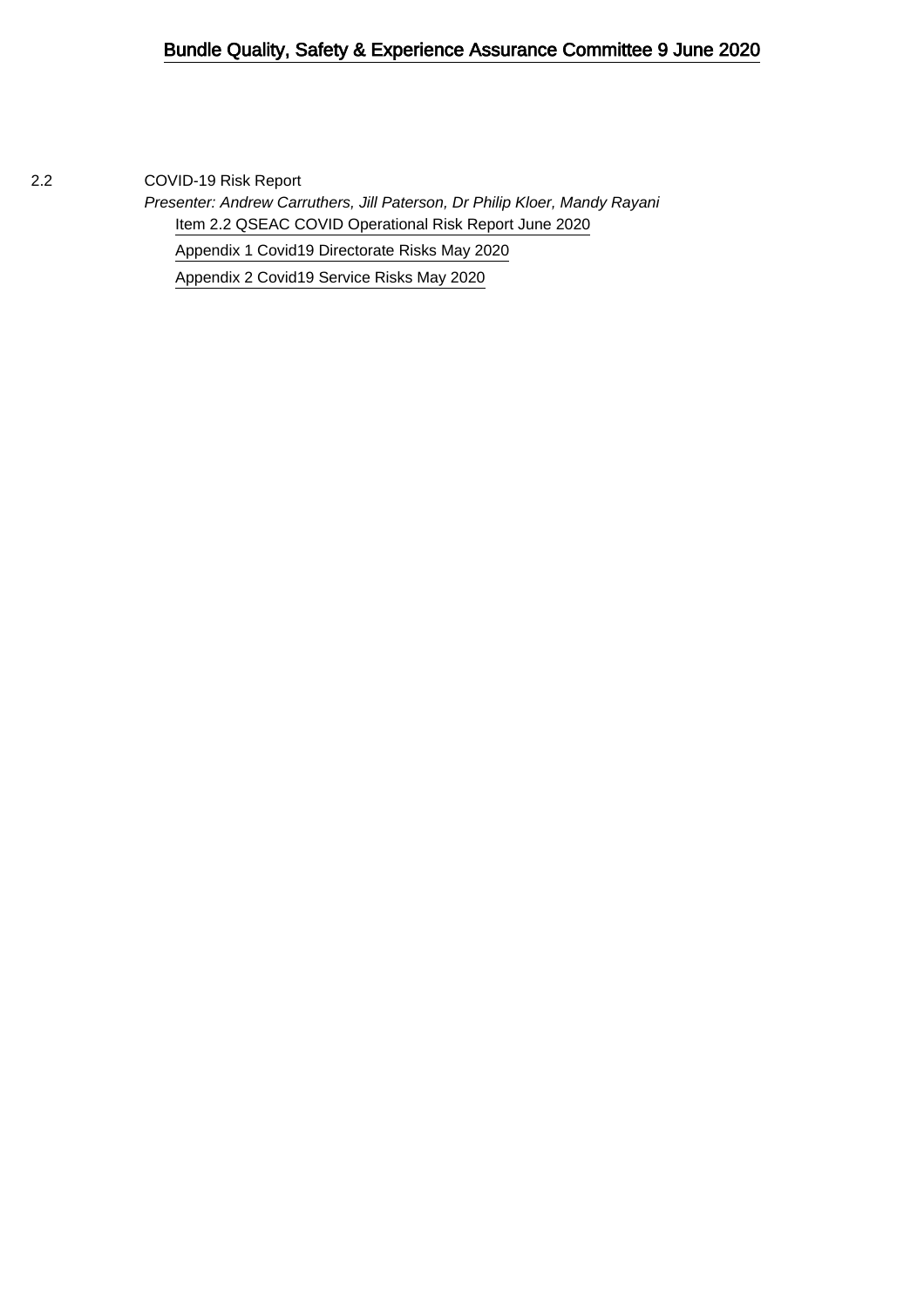# Bundle Quality, Safety & Experience Assurance Committee 9 June 2020

2.2 COVID-19 Risk Report

*Presenter: Andrew Carruthers, Jill Paterson, Dr Philip Kloer, Mandy Rayani*

Item 2.2 QSEAC COVID Operational Risk Report June 2020

Appendix 1 Covid19 Directorate Risks May 2020

Appendix 2 Covid19 Service Risks May 2020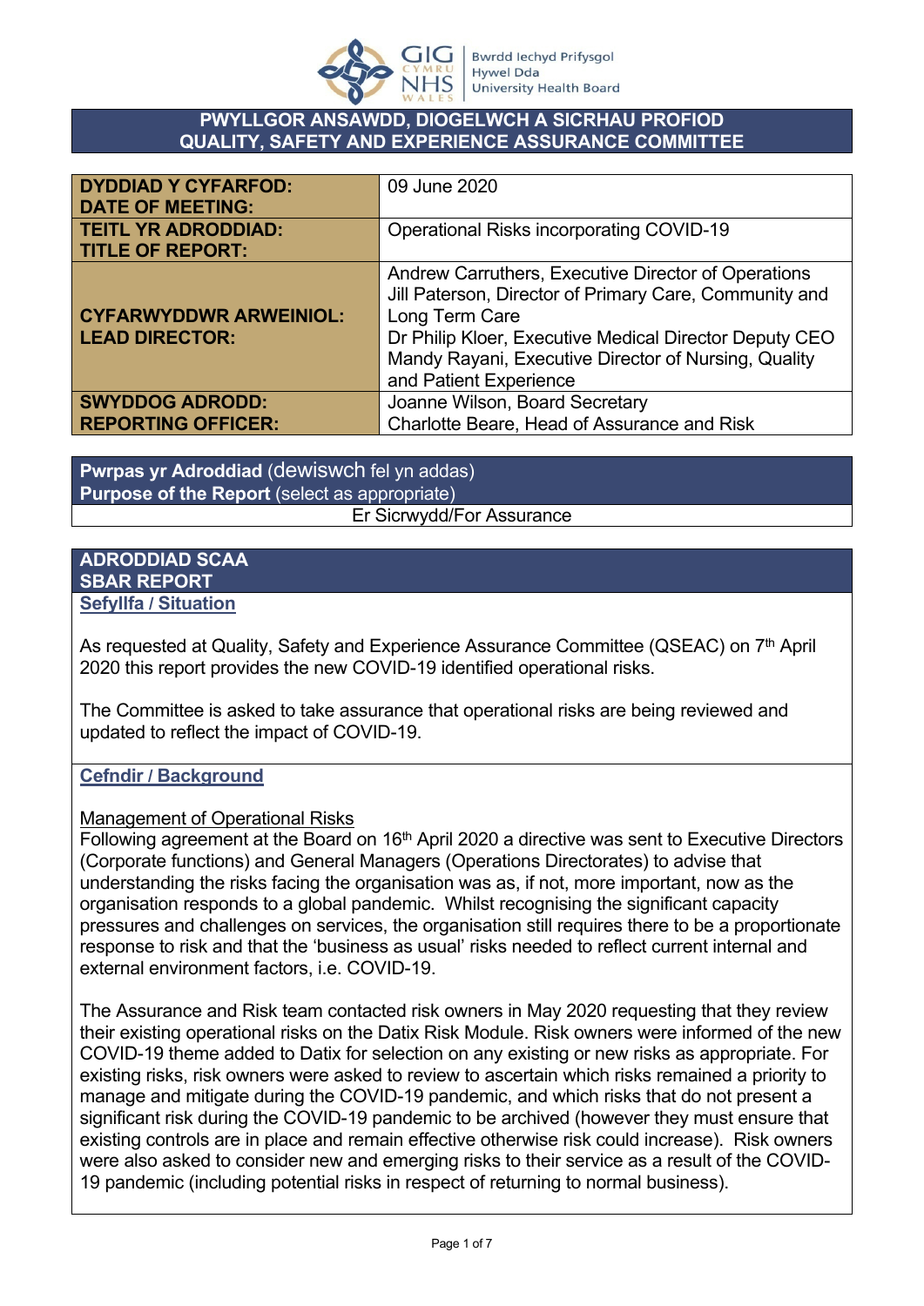# PWYLLGOR ANSAWDD, DIOGELWCH A SICRHAU PROFIOD
# QUALITY, SAFETY AND EXPERIENCE ASSURANCE COMMITTEE

| | |
|---|---|
| **DYDDIAD Y CYFARFOD: DATE OF MEETING:** | 09 June 2020 |
| **TEITL YR ADRODDIAD: TITLE OF REPORT:** | Operational Risks incorporating COVID-19 |
| **CYFARWYDDWR ARWEINIOL: LEAD DIRECTOR:** | Andrew Carruthers, Executive Director of Operations<br>Jill Paterson, Director of Primary Care, Community and Long Term Care<br>Dr Philip Kloer, Executive Medical Director Deputy CEO<br>Mandy Rayani, Executive Director of Nursing, Quality and Patient Experience |
| **SWYDDOG ADRODD: REPORTING OFFICER:** | Joanne Wilson, Board Secretary<br>Charlotte Beare, Head of Assurance and Risk |

**Pwrpas yr Adroddiad** (dewiswch fel yn addas)
**Purpose of the Report** (select as appropriate)

Er Sicrwydd/For Assurance

## ADRODDIAD SCAA
## SBAR REPORT

### Sefyllfa / Situation

As requested at Quality, Safety and Experience Assurance Committee (QSEAC) on 7th April 2020 this report provides the new COVID-19 identified operational risks.

The Committee is asked to take assurance that operational risks are being reviewed and updated to reflect the impact of COVID-19.

### Cefndir / Background

Management of Operational Risks

Following agreement at the Board on 16th April 2020 a directive was sent to Executive Directors (Corporate functions) and General Managers (Operations Directorates) to advise that understanding the risks facing the organisation was as, if not, more important, now as the organisation responds to a global pandemic. Whilst recognising the significant capacity pressures and challenges on services, the organisation still requires there to be a proportionate response to risk and that the 'business as usual' risks needed to reflect current internal and external environment factors, i.e. COVID-19.

The Assurance and Risk team contacted risk owners in May 2020 requesting that they review their existing operational risks on the Datix Risk Module. Risk owners were informed of the new COVID-19 theme added to Datix for selection on any existing or new risks as appropriate. For existing risks, risk owners were asked to review to ascertain which risks remained a priority to manage and mitigate during the COVID-19 pandemic, and which risks that do not present a significant risk during the COVID-19 pandemic to be archived (however they must ensure that existing controls are in place and remain effective otherwise risk could increase). Risk owners were also asked to consider new and emerging risks to their service as a result of the COVID-19 pandemic (including potential risks in respect of returning to normal business).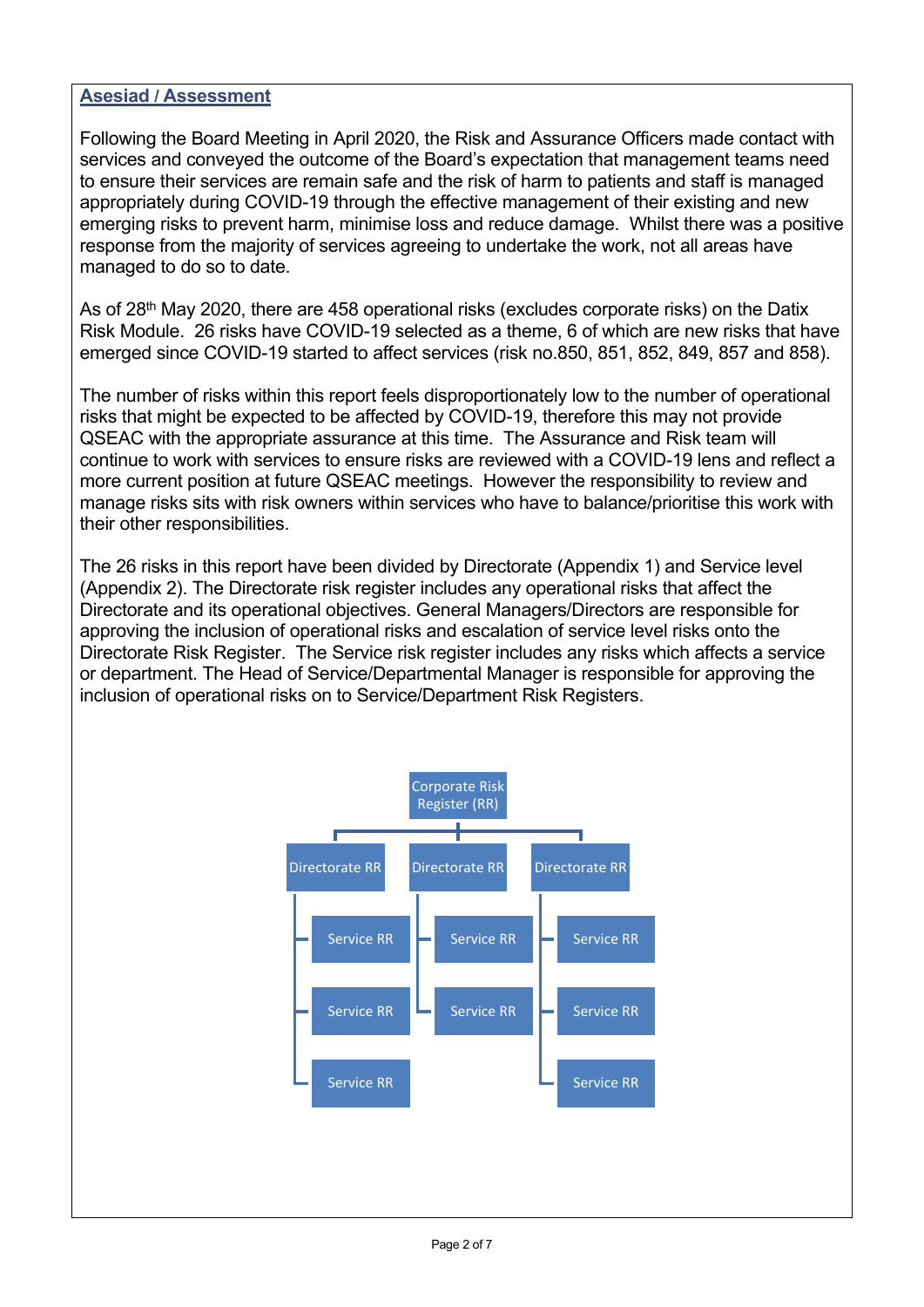## Asesiad / Assessment

Following the Board Meeting in April 2020, the Risk and Assurance Officers made contact with services and conveyed the outcome of the Board's expectation that management teams need to ensure their services are remain safe and the risk of harm to patients and staff is managed appropriately during COVID-19 through the effective management of their existing and new emerging risks to prevent harm, minimise loss and reduce damage. Whilst there was a positive response from the majority of services agreeing to undertake the work, not all areas have managed to do so to date.

As of 28th May 2020, there are 458 operational risks (excludes corporate risks) on the Datix Risk Module. 26 risks have COVID-19 selected as a theme, 6 of which are new risks that have emerged since COVID-19 started to affect services (risk no.850, 851, 852, 849, 857 and 858).

The number of risks within this report feels disproportionately low to the number of operational risks that might be expected to be affected by COVID-19, therefore this may not provide QSEAC with the appropriate assurance at this time. The Assurance and Risk team will continue to work with services to ensure risks are reviewed with a COVID-19 lens and reflect a more current position at future QSEAC meetings. However the responsibility to review and manage risks sits with risk owners within services who have to balance/prioritise this work with their other responsibilities.

The 26 risks in this report have been divided by Directorate (Appendix 1) and Service level (Appendix 2). The Directorate risk register includes any operational risks that affect the Directorate and its operational objectives. General Managers/Directors are responsible for approving the inclusion of operational risks and escalation of service level risks onto the Directorate Risk Register. The Service risk register includes any risks which affects a service or department. The Head of Service/Departmental Manager is responsible for approving the inclusion of operational risks on to Service/Department Risk Registers.

- Corporate Risk Register (RR)
  - Directorate RR
    - Service RR
    - Service RR
    - Service RR
  - Directorate RR
    - Service RR
    - Service RR
  - Directorate RR
    - Service RR
    - Service RR
    - Service RR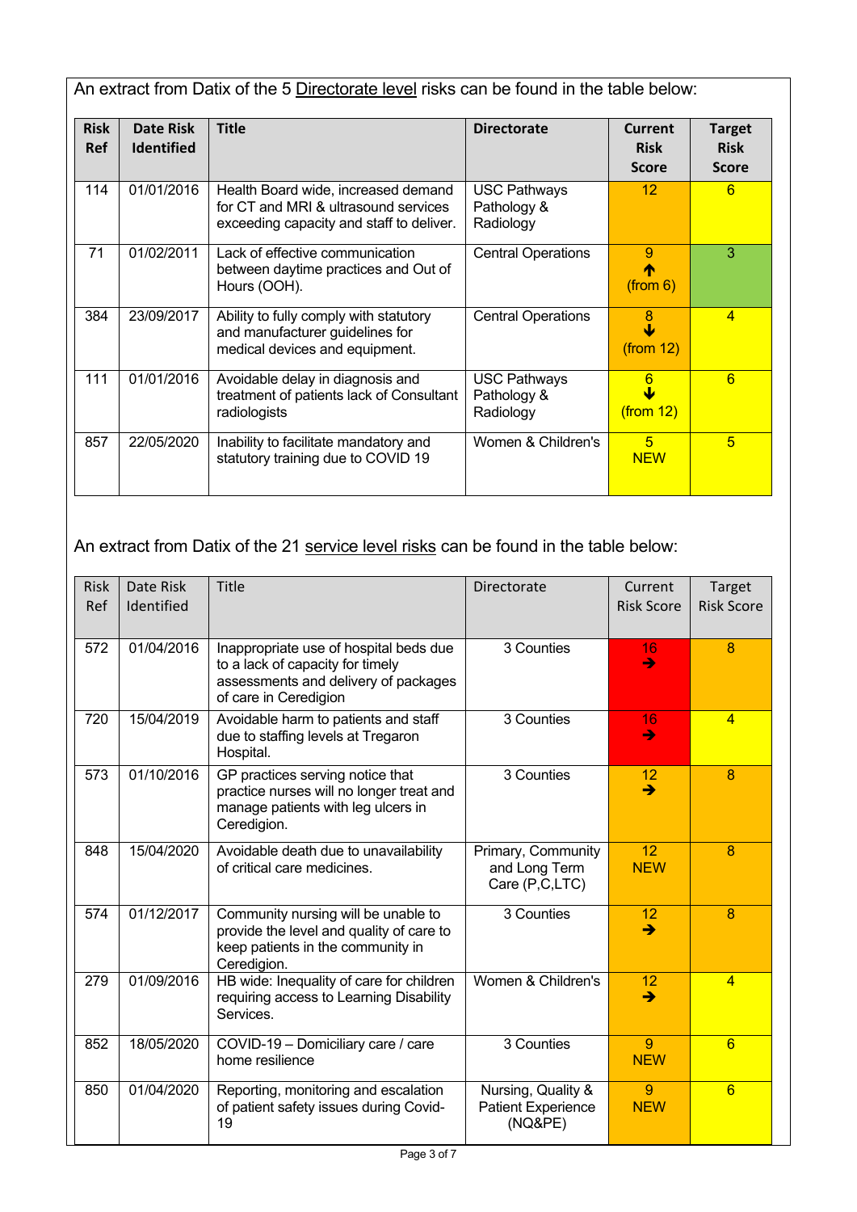An extract from Datix of the 5 Directorate level risks can be found in the table below:

| Risk Ref | Date Risk Identified | Title | Directorate | Current Risk Score | Target Risk Score |
|---|---|---|---|---|---|
| 114 | 01/01/2016 | Health Board wide, increased demand for CT and MRI & ultrasound services exceeding capacity and staff to deliver. | USC Pathways Pathology & Radiology | 12 | 6 |
| 71 | 01/02/2011 | Lack of effective communication between daytime practices and Out of Hours (OOH). | Central Operations | 9 ↑ (from 6) | 3 |
| 384 | 23/09/2017 | Ability to fully comply with statutory and manufacturer guidelines for medical devices and equipment. | Central Operations | 8 ↓ (from 12) | 4 |
| 111 | 01/01/2016 | Avoidable delay in diagnosis and treatment of patients lack of Consultant radiologists | USC Pathways Pathology & Radiology | 6 ↓ (from 12) | 6 |
| 857 | 22/05/2020 | Inability to facilitate mandatory and statutory training due to COVID 19 | Women & Children's | 5 NEW | 5 |

An extract from Datix of the 21 service level risks can be found in the table below:

| Risk Ref | Date Risk Identified | Title | Directorate | Current Risk Score | Target Risk Score |
|---|---|---|---|---|---|
| 572 | 01/04/2016 | Inappropriate use of hospital beds due to a lack of capacity for timely assessments and delivery of packages of care in Ceredigion | 3 Counties | 16 → | 8 |
| 720 | 15/04/2019 | Avoidable harm to patients and staff due to staffing levels at Tregaron Hospital. | 3 Counties | 16 → | 4 |
| 573 | 01/10/2016 | GP practices serving notice that practice nurses will no longer treat and manage patients with leg ulcers in Ceredigion. | 3 Counties | 12 → | 8 |
| 848 | 15/04/2020 | Avoidable death due to unavailability of critical care medicines. | Primary, Community and Long Term Care (P,C,LTC) | 12 NEW | 8 |
| 574 | 01/12/2017 | Community nursing will be unable to provide the level and quality of care to keep patients in the community in Ceredigion. | 3 Counties | 12 → | 8 |
| 279 | 01/09/2016 | HB wide: Inequality of care for children requiring access to Learning Disability Services. | Women & Children's | 12 → | 4 |
| 852 | 18/05/2020 | COVID-19 – Domiciliary care / care home resilience | 3 Counties | 9 NEW | 6 |
| 850 | 01/04/2020 | Reporting, monitoring and escalation of patient safety issues during Covid-19 | Nursing, Quality & Patient Experience (NQ&PE) | 9 NEW | 6 |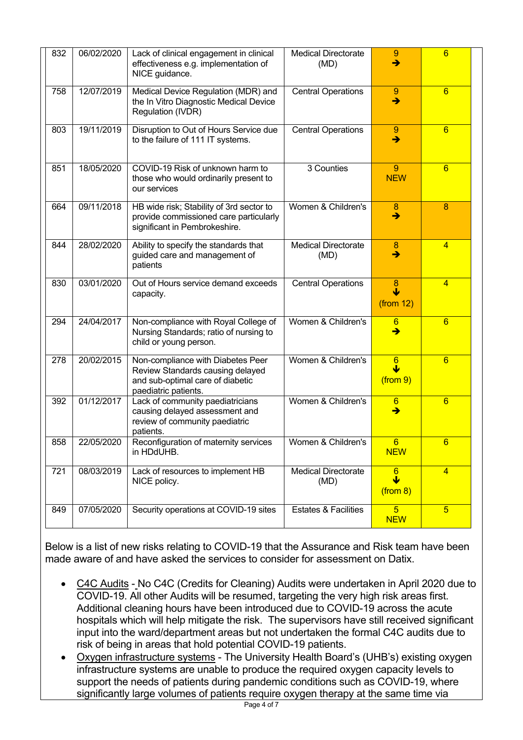| | | | | | |
|---|---|---|---|---|---|
| 832 | 06/02/2020 | Lack of clinical engagement in clinical effectiveness e.g. implementation of NICE guidance. | Medical Directorate (MD) | 9 ➔ | 6 |
| 758 | 12/07/2019 | Medical Device Regulation (MDR) and the In Vitro Diagnostic Medical Device Regulation (IVDR) | Central Operations | 9 ➔ | 6 |
| 803 | 19/11/2019 | Disruption to Out of Hours Service due to the failure of 111 IT systems. | Central Operations | 9 ➔ | 6 |
| 851 | 18/05/2020 | COVID-19 Risk of unknown harm to those who would ordinarily present to our services | 3 Counties | 9 NEW | 6 |
| 664 | 09/11/2018 | HB wide risk; Stability of 3rd sector to provide commissioned care particularly significant in Pembrokeshire. | Women & Children's | 8 ➔ | 8 |
| 844 | 28/02/2020 | Ability to specify the standards that guided care and management of patients | Medical Directorate (MD) | 8 ➔ | 4 |
| 830 | 03/01/2020 | Out of Hours service demand exceeds capacity. | Central Operations | 8 ↓ (from 12) | 4 |
| 294 | 24/04/2017 | Non-compliance with Royal College of Nursing Standards; ratio of nursing to child or young person. | Women & Children's | 6 ➔ | 6 |
| 278 | 20/02/2015 | Non-compliance with Diabetes Peer Review Standards causing delayed and sub-optimal care of diabetic paediatric patients. | Women & Children's | 6 ↓ (from 9) | 6 |
| 392 | 01/12/2017 | Lack of community paediatricians causing delayed assessment and review of community paediatric patients. | Women & Children's | 6 ➔ | 6 |
| 858 | 22/05/2020 | Reconfiguration of maternity services in HDdUHB. | Women & Children's | 6 NEW | 6 |
| 721 | 08/03/2019 | Lack of resources to implement HB NICE policy. | Medical Directorate (MD) | 6 ↓ (from 8) | 4 |
| 849 | 07/05/2020 | Security operations at COVID-19 sites | Estates & Facilities | 5 NEW | 5 |

Below is a list of new risks relating to COVID-19 that the Assurance and Risk team have been made aware of and have asked the services to consider for assessment on Datix.

- C4C Audits - No C4C (Credits for Cleaning) Audits were undertaken in April 2020 due to COVID-19. All other Audits will be resumed, targeting the very high risk areas first. Additional cleaning hours have been introduced due to COVID-19 across the acute hospitals which will help mitigate the risk. The supervisors have still received significant input into the ward/department areas but not undertaken the formal C4C audits due to risk of being in areas that hold potential COVID-19 patients.
- Oxygen infrastructure systems - The University Health Board's (UHB's) existing oxygen infrastructure systems are unable to produce the required oxygen capacity levels to support the needs of patients during pandemic conditions such as COVID-19, where significantly large volumes of patients require oxygen therapy at the same time via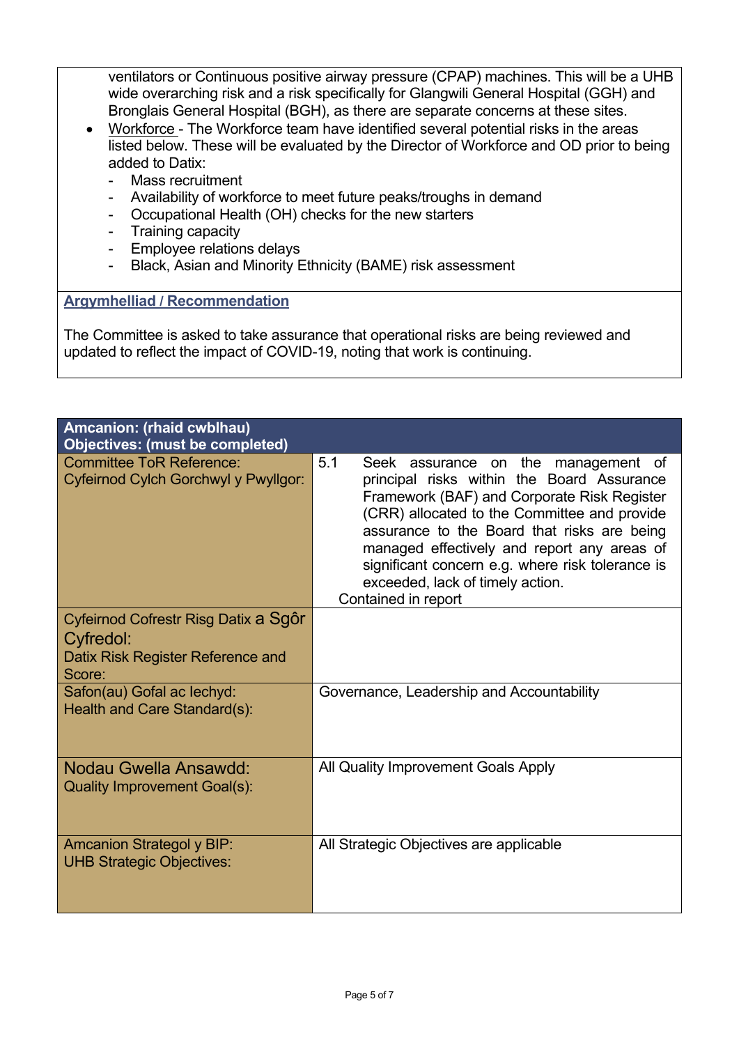ventilators or Continuous positive airway pressure (CPAP) machines. This will be a UHB wide overarching risk and a risk specifically for Glangwili General Hospital (GGH) and Bronglais General Hospital (BGH), as there are separate concerns at these sites.

- Workforce - The Workforce team have identified several potential risks in the areas listed below. These will be evaluated by the Director of Workforce and OD prior to being added to Datix:
  - Mass recruitment
  - Availability of workforce to meet future peaks/troughs in demand
  - Occupational Health (OH) checks for the new starters
  - Training capacity
  - Employee relations delays
  - Black, Asian and Minority Ethnicity (BAME) risk assessment

**Argymhelliad / Recommendation**

The Committee is asked to take assurance that operational risks are being reviewed and updated to reflect the impact of COVID-19, noting that work is continuing.

| **Amcanion: (rhaid cwblhau)<br>Objectives: (must be completed)** | |
|---|---|
| Committee ToR Reference:<br>Cyfeirnod Cylch Gorchwyl y Pwyllgor: | 5.1 Seek assurance on the management of principal risks within the Board Assurance Framework (BAF) and Corporate Risk Register (CRR) allocated to the Committee and provide assurance to the Board that risks are being managed effectively and report any areas of significant concern e.g. where risk tolerance is exceeded, lack of timely action.<br>Contained in report |
| Cyfeirnod Cofrestr Risg Datix a Sgôr Cyfredol:<br>Datix Risk Register Reference and Score: | |
| Safon(au) Gofal ac Iechyd:<br>Health and Care Standard(s): | Governance, Leadership and Accountability |
| Nodau Gwella Ansawdd:<br>Quality Improvement Goal(s): | All Quality Improvement Goals Apply |
| Amcanion Strategol y BIP:<br>UHB Strategic Objectives: | All Strategic Objectives are applicable |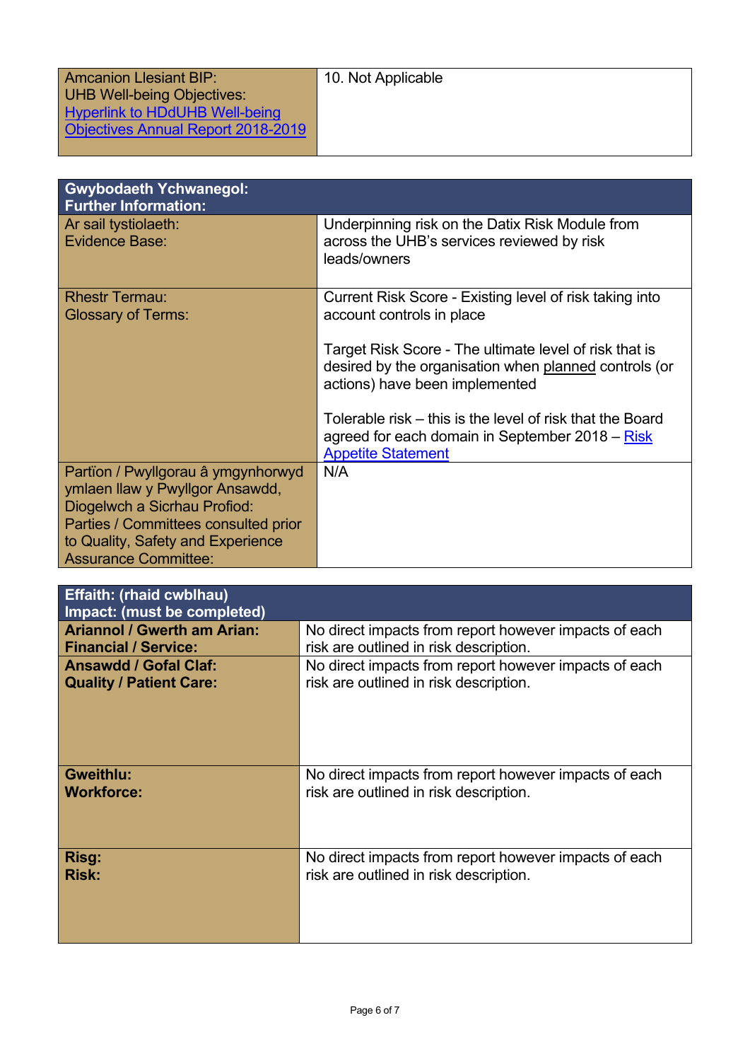| Amcanion Llesiant BIP:<br>UHB Well-being Objectives:<br>Hyperlink to HDdUHB Well-being Objectives Annual Report 2018-2019 | 10. Not Applicable |
|---|---|

| **Gwybodaeth Ychwanegol:**<br>**Further Information:** | |
|---|---|
| Ar sail tystiolaeth:<br>Evidence Base: | Underpinning risk on the Datix Risk Module from across the UHB's services reviewed by risk leads/owners |
| Rhestr Termau:<br>Glossary of Terms: | Current Risk Score - Existing level of risk taking into account controls in place<br><br>Target Risk Score - The ultimate level of risk that is desired by the organisation when planned controls (or actions) have been implemented<br><br>Tolerable risk – this is the level of risk that the Board agreed for each domain in September 2018 – Risk Appetite Statement |
| Partïon / Pwyllgorau â ymgynhorwyd ymlaen llaw y Pwyllgor Ansawdd, Diogelwch a Sicrhau Profiod:<br>Parties / Committees consulted prior to Quality, Safety and Experience Assurance Committee: | N/A |

| **Effaith: (rhaid cwblhau)**<br>**Impact: (must be completed)** | |
|---|---|
| **Ariannol / Gwerth am Arian:**<br>**Financial / Service:** | No direct impacts from report however impacts of each risk are outlined in risk description. |
| **Ansawdd / Gofal Claf:**<br>**Quality / Patient Care:** | No direct impacts from report however impacts of each risk are outlined in risk description. |
| **Gweithlu:**<br>**Workforce:** | No direct impacts from report however impacts of each risk are outlined in risk description. |
| **Risg:**<br>**Risk:** | No direct impacts from report however impacts of each risk are outlined in risk description. |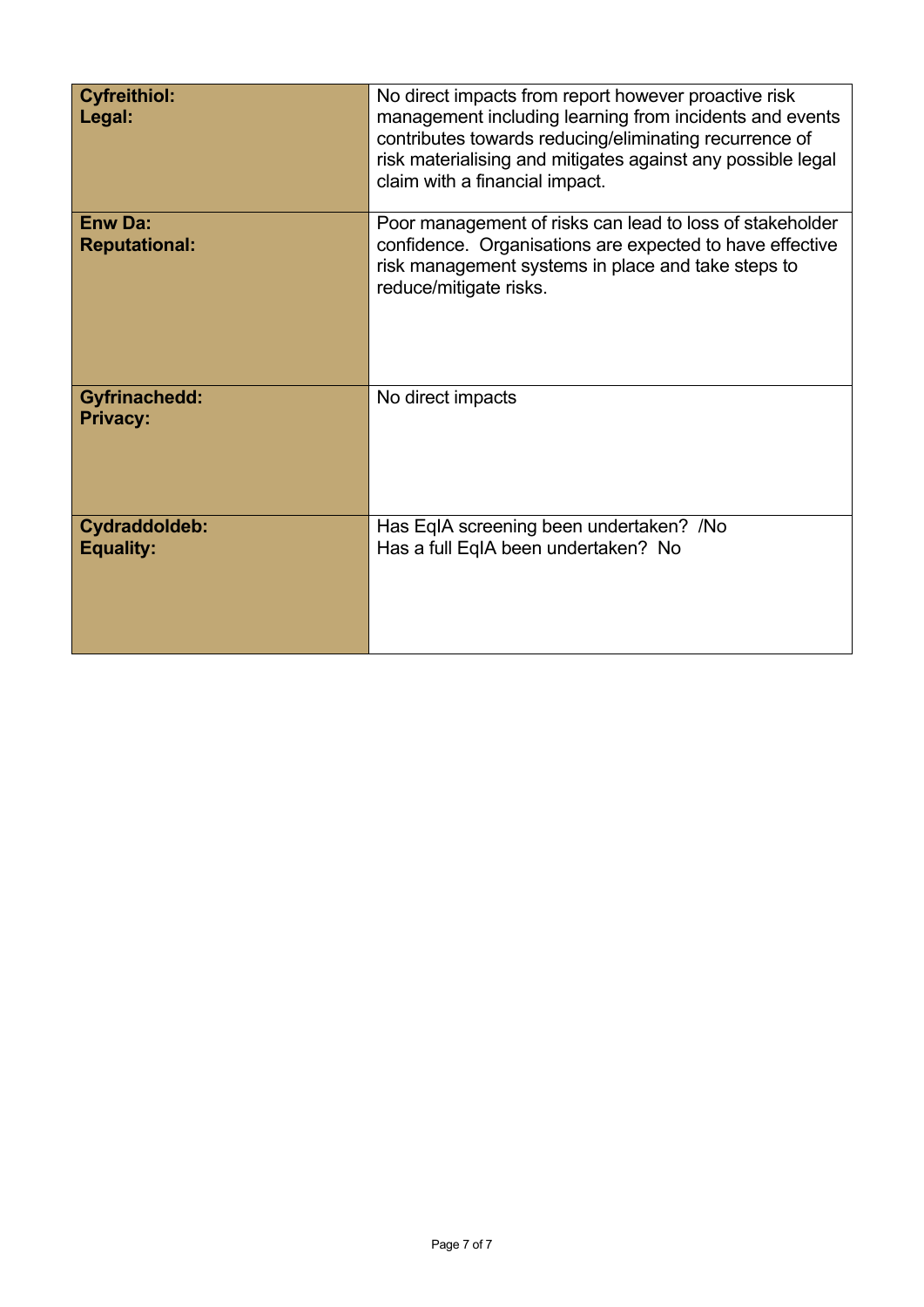| | |
|---|---|
| **Cyfreithiol: Legal:** | No direct impacts from report however proactive risk management including learning from incidents and events contributes towards reducing/eliminating recurrence of risk materialising and mitigates against any possible legal claim with a financial impact. |
| **Enw Da: Reputational:** | Poor management of risks can lead to loss of stakeholder confidence. Organisations are expected to have effective risk management systems in place and take steps to reduce/mitigate risks. |
| **Gyfrinachedd: Privacy:** | No direct impacts |
| **Cydraddoldeb: Equality:** | Has EqIA screening been undertaken? /No<br>Has a full EqIA been undertaken? No |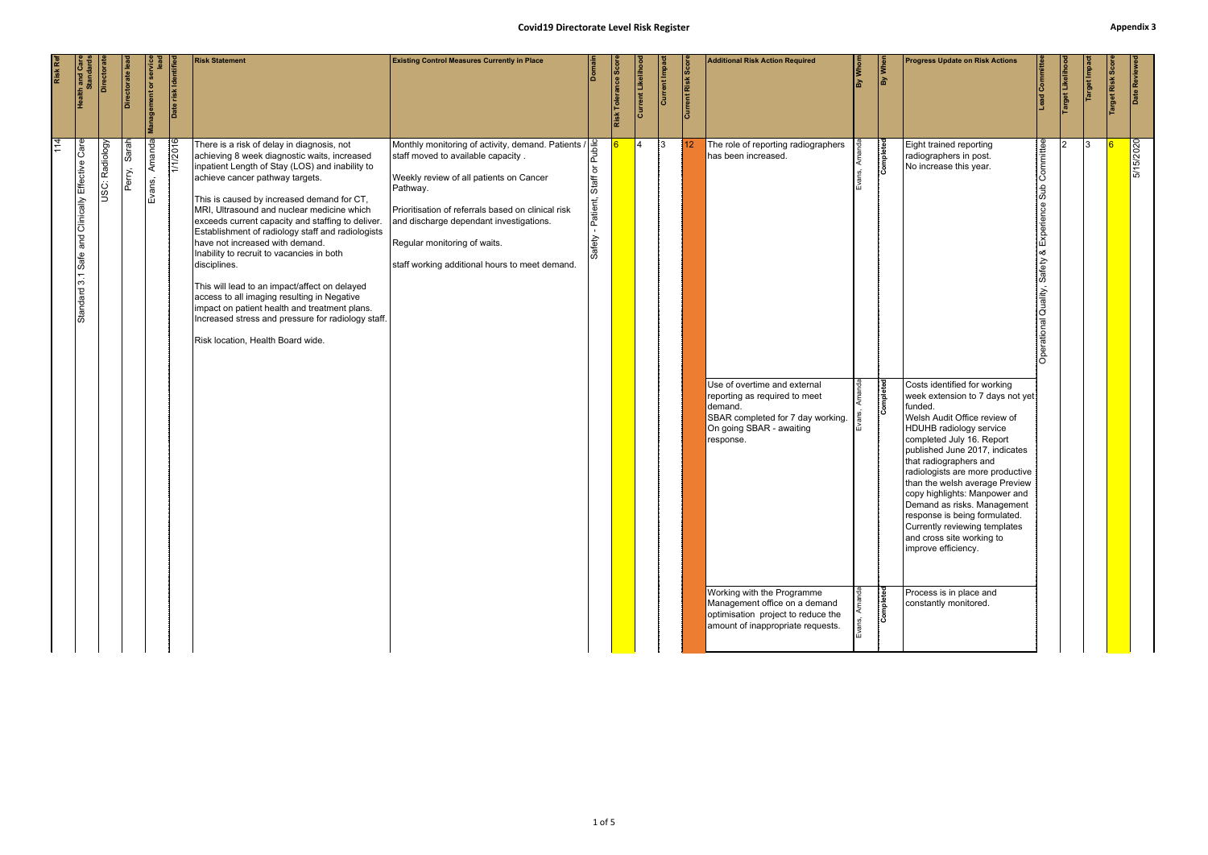# Covid19 Directorate Level Risk Register

Appendix 3

| Risk Ref | Health and Care Standards | Directorate | Directorate lead | Management or service lead | Date risk identified | Risk Statement | Existing Control Measures Currently in Place | Domain | Risk Tolerance Score | Current Likelihood | Current Impact | Current Risk Score | Additional Risk Action Required | By Whom | By When | Progress Update on Risk Actions | Lead Committee | Target Likelihood | Target Impact | Target Risk Score | Date Reviewed |
|---|---|---|---|---|---|---|---|---|---|---|---|---|---|---|---|---|---|---|---|---|---|
| 114 | Standard 3.1 Safe and Clinically Effective Care | USC: Radiology | Perry, Sarah | Evans, Amanda | 1/1/2016 | There is a risk of delay in diagnosis, not achieving 8 week diagnostic waits, increased inpatient Length of Stay (LOS) and inability to achieve cancer pathway targets.<br><br>This is caused by increased demand for CT, MRI, Ultrasound and nuclear medicine which exceeds current capacity and staffing to deliver. Establishment of radiology staff and radiologists have not increased with demand.<br>Inability to recruit to vacancies in both disciplines.<br><br>This will lead to an impact/affect on delayed access to all imaging resulting in Negative impact on patient health and treatment plans. Increased stress and pressure for radiology staff.<br><br>Risk location, Health Board wide. | Monthly monitoring of activity, demand. Patients / staff moved to available capacity .<br><br>Weekly review of all patients on Cancer Pathway.<br><br>Prioritisation of referrals based on clinical risk and discharge dependant investigations.<br><br>Regular monitoring of waits.<br><br>staff working additional hours to meet demand. | Safety - Patient, Staff or Public | 6 | 4 | 3 | 12 | The role of reporting radiographers has been increased. | Evans, Amanda | Completed | Eight trained reporting radiographers in post.<br>No increase this year. | Operational Quality, Safety & Experience Sub Committee | 2 | 3 | 6 | 5/15/2020 |
| | | | | | | | | | | | | | Use of overtime and external reporting as required to meet demand.<br>SBAR completed for 7 day working. On going SBAR - awaiting response. | Evans, Amanda | Completed | Costs identified for working week extension to 7 days not yet funded.<br>Welsh Audit Office review of HDUHB radiology service completed July 16. Report published June 2017, indicates that radiographers and radiologists are more productive than the welsh average Preview copy highlights: Manpower and Demand as risks. Management response is being formulated. Currently reviewing templates and cross site working to improve efficiency. | | | | | |
| | | | | | | | | | | | | | Working with the Programme Management office on a demand optimisation project to reduce the amount of inappropriate requests. | Evans, Amanda | Completed | Process is in place and constantly monitored. | | | | | |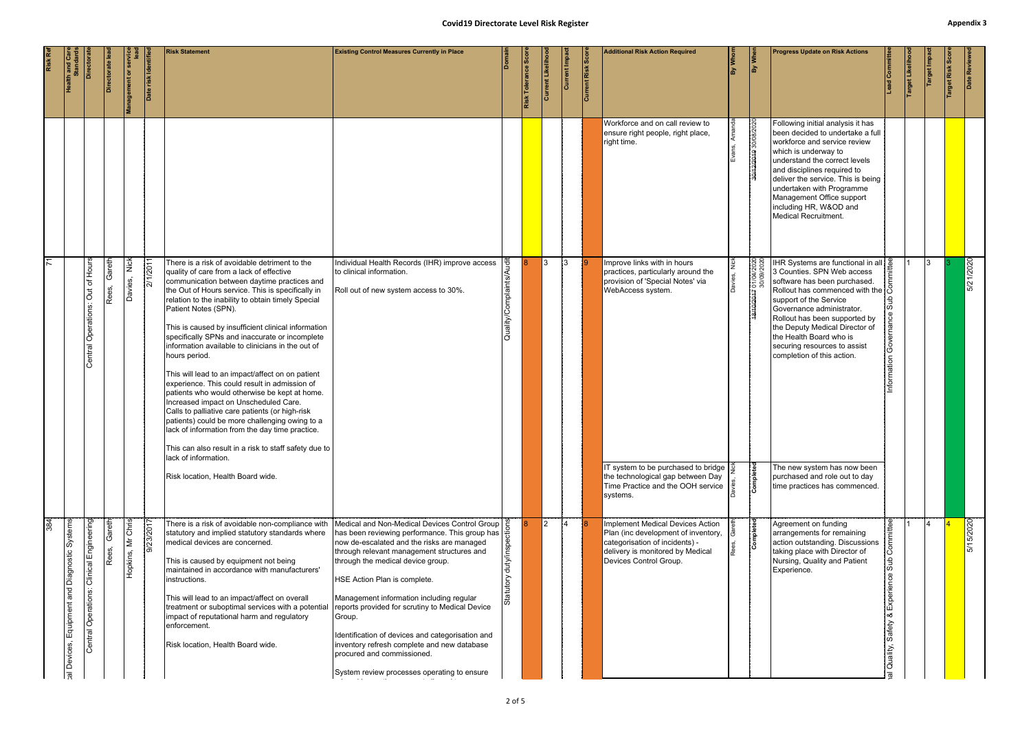# Covid19 Directorate Level Risk Register

Appendix 3

| Risk Ref | Health and Care Standards | Directorate | Directorate lead | Management or service lead | Date risk identified | Risk Statement | Existing Control Measures Currently in Place | Domain | Risk Tolerance Score | Current Likelihood | Current Impact | Current Risk Score | Additional Risk Action Required | By Whom | By When | Progress Update on Risk Actions | Lead Committee | Target Likelihood | Target Impact | Target Risk Score | Date Reviewed |
|---|---|---|---|---|---|---|---|---|---|---|---|---|---|---|---|---|---|---|---|---|---|
| | | | | | | | | | | | | | Workforce and on call review to ensure right people, right place, right time. | Evans, Amanda | ~~30/12/2019~~ 30/08/2020 | Following initial analysis it has been decided to undertake a full workforce and service review which is underway to understand the correct levels and disciplines required to deliver the service. This is being undertaken with Programme Management Office support including HR, W&OD and Medical Recruitment. | | | | | |
| 71 | | Central Operations: Out of Hours | Rees, Gareth | Davies, Nick | 2/1/2011 | There is a risk of avoidable detriment to the quality of care from a lack of effective communication between daytime practices and the Out of Hours service. This is specifically in relation to the inability to obtain timely Special Patient Notes (SPN).<br><br>This is caused by insufficient clinical information specifically SPNs and inaccurate or incomplete information available to clinicians in the out of hours period.<br><br>This will lead to an impact/affect on on patient experience. This could result in admission of patients who would otherwise be kept at home. Increased impact on Unscheduled Care. Calls to palliative care patients (or high-risk patients) could be more challenging owing to a lack of information from the day time practice.<br><br>This can also result in a risk to staff safety due to lack of information.<br><br>Risk location, Health Board wide. | Individual Health Records (IHR) improve access to clinical information.<br><br>Roll out of new system access to 30%. | Quality/Complaints/Audit | 8 | 3 | 3 | 9 | Improve links with in hours practices, particularly around the provision of 'Special Notes' via WebAccess system.<br><br>IT system to be purchased to bridge the technological gap between Day Time Practice and the OOH service systems. | Davies, Nick<br><br>Davies, Nick | ~~18/10/2017~~ 01/04/2020 30/09/2020<br><br>Completed | IHR Systems are functional in all 3 Counties. SPN Web access software has been purchased. Rollout has commenced with the support of the Service Governance administrator. Rollout has been supported by the Deputy Medical Director of the Health Board who is securing resources to assist completion of this action.<br><br>The new system has now been purchased and role out to day time practices has commenced. | Information Governance Sub Committee | 1 | 3 | 3 | 5/21/2020 |
| 384 | ...al Devices, Equipment and Diagnostic Systems | Central Operations: Clinical Engineering | Rees, Gareth | Hopkins, Mr Chris | 9/23/2017 | There is a risk of avoidable non-compliance with statutory and implied statutory standards where medical devices are concerned.<br><br>This is caused by equipment not being maintained in accordance with manufacturers' instructions.<br><br>This will lead to an impact/affect on overall treatment or suboptimal services with a potential impact of reputational harm and regulatory enforcement.<br><br>Risk location, Health Board wide. | Medical and Non-Medical Devices Control Group has been reviewing performance. This group has now de-escalated and the risks are managed through relevant management structures and through the medical device group.<br><br>HSE Action Plan is complete.<br><br>Management information including regular reports provided for scrutiny to Medical Device Group.<br><br>Identification of devices and categorisation and inventory refresh complete and new database procured and commissioned.<br><br>System review processes operating to ensure ... | Statutory duty/inspections | 8 | 2 | 4 | 8 | Implement Medical Devices Action Plan (inc development of inventory, categorisation of incidents) - delivery is monitored by Medical Devices Control Group. | Rees, Gareth | Completed | Agreement on funding arrangements for remaining action outstanding. Discussions taking place with Director of Nursing, Quality and Patient Experience. | ...al Quality, Safety & Experience Sub Committee | 1 | 4 | 4 | 5/15/2020 |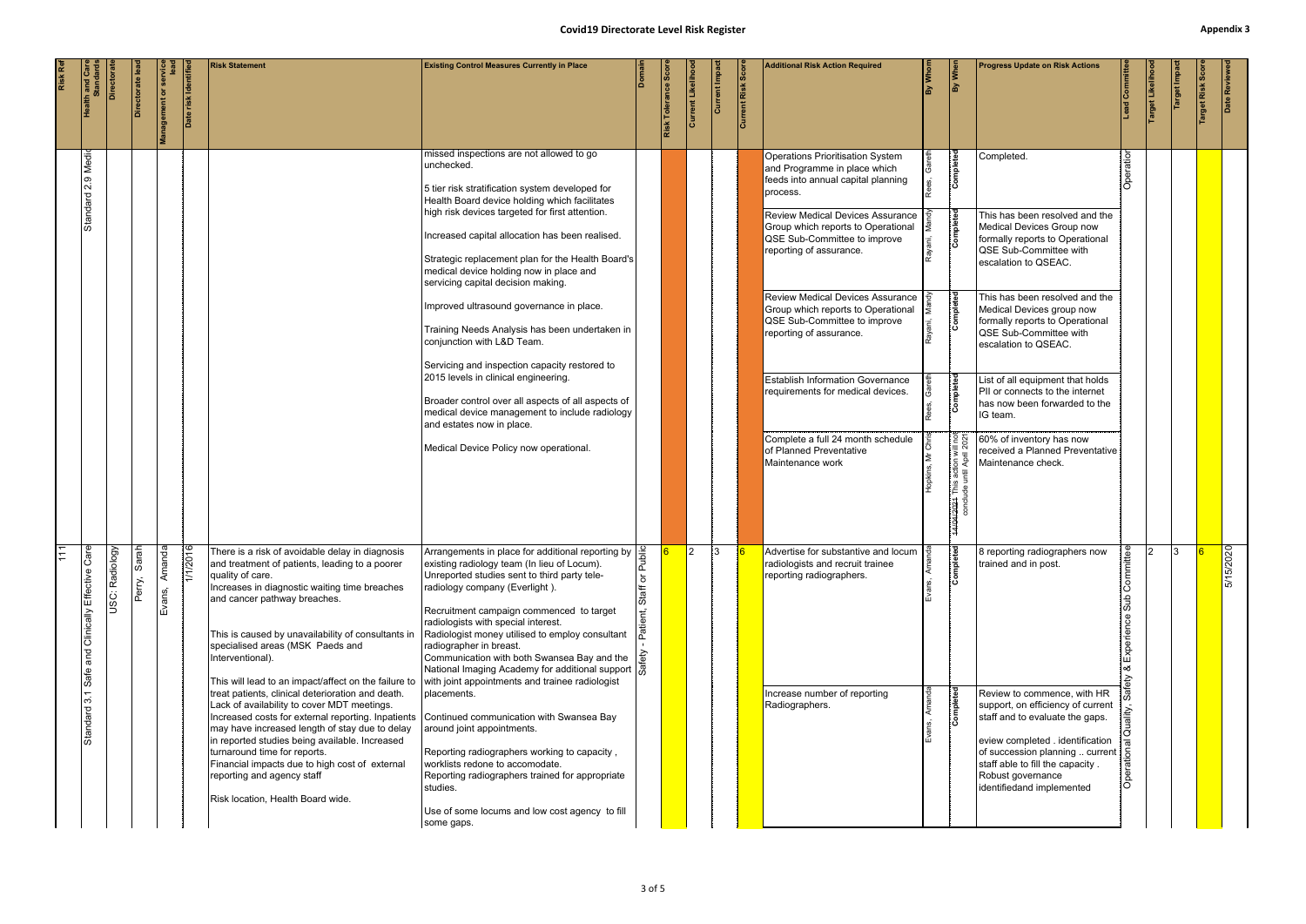# Covid19 Directorate Level Risk Register

Appendix 3

| Risk Ref | Health and Care Standards | Directorate | Directorate lead | Management or service lead | Date risk identified | Risk Statement | Existing Control Measures Currently in Place | Domain | Risk Tolerance Score | Current Likelihood | Current Impact | Current Risk Score | Additional Risk Action Required | By Whom | By When | Progress Update on Risk Actions | Lead Committee | Target Likelihood | Target Impact | Target Risk Score | Date Reviewed |
|---|---|---|---|---|---|---|---|---|---|---|---|---|---|---|---|---|---|---|---|---|---|
| | Standard 2.9 Medic | | | | | | missed inspections are not allowed to go unchecked.<br><br>5 tier risk stratification system developed for Health Board device holding which facilitates high risk devices targeted for first attention.<br><br>Increased capital allocation has been realised.<br><br>Strategic replacement plan for the Health Board's medical device holding now in place and servicing capital decision making.<br><br>Improved ultrasound governance in place.<br><br>Training Needs Analysis has been undertaken in conjunction with L&D Team.<br><br>Servicing and inspection capacity restored to 2015 levels in clinical engineering.<br><br>Broader control over all aspects of all aspects of medical device management to include radiology and estates now in place.<br><br>Medical Device Policy now operational. | | | | | | Operations Prioritisation System and Programme in place which feeds into annual capital planning process. | Rees, Gareth | Completed | Completed. | Operation | | | | |
| | | | | | | | | | | | | | Review Medical Devices Assurance Group which reports to Operational QSE Sub-Committee to improve reporting of assurance. | Rayani, Mandy | Completed | This has been resolved and the Medical Devices Group now formally reports to Operational QSE Sub-Committee with escalation to QSEAC. | | | | | |
| | | | | | | | | | | | | | Review Medical Devices Assurance Group which reports to Operational QSE Sub-Committee to improve reporting of assurance. | Rayani, Mandy | Completed | This has been resolved and the Medical Devices group now formally reports to Operational QSE Sub-Committee with escalation to QSEAC. | | | | | |
| | | | | | | | | | | | | | Establish Information Governance requirements for medical devices. | Rees, Gareth | Completed | List of all equipment that holds PII or connects to the internet has now been forwarded to the IG team. | | | | | |
| | | | | | | | | | | | | | Complete a full 24 month schedule of Planned Preventative Maintenance work | Hopkins, Mr Chris | ~~14/01/2021~~ This action will not conclude until April 2021 | 60% of inventory has now received a Planned Preventative Maintenance check. | | | | | |
| 111 | Standard 3.1 Safe and Clinically Effective Care | USC: Radiology | Perry, Sarah | Evans, Amanda | 1/1/2016 | There is a risk of avoidable delay in diagnosis and treatment of patients, leading to a poorer quality of care.<br>Increases in diagnostic waiting time breaches and cancer pathway breaches.<br><br>This is caused by unavailability of consultants in specialised areas (MSK Paeds and Interventional).<br><br>This will lead to an impact/affect on the failure to treat patients, clinical deterioration and death.<br>Lack of availability to cover MDT meetings.<br>Increased costs for external reporting. Inpatients may have increased length of stay due to delay in reported studies being available. Increased turnaround time for reports.<br>Financial impacts due to high cost of external reporting and agency staff<br><br>Risk location, Health Board wide. | Arrangements in place for additional reporting by existing radiology team (In lieu of Locum).<br>Unreported studies sent to third party tele-radiology company (Everlight ).<br><br>Recruitment campaign commenced to target radiologists with special interest.<br>Radiologist money utilised to employ consultant radiographer in breast.<br>Communication with both Swansea Bay and the National Imaging Academy for additional support with joint appointments and trainee radiologist placements.<br><br>Continued communication with Swansea Bay around joint appointments.<br><br>Reporting radiographers working to capacity , worklists redone to accomodate.<br>Reporting radiographers trained for appropriate studies.<br><br>Use of some locums and low cost agency to fill some gaps. | Safety - Patient, Staff or Public | 6 | 2 | 3 | 6 | Advertise for substantive and locum radiologists and recruit trainee reporting radiographers. | Evans, Amanda | Completed | 8 reporting radiographers now trained and in post. | Operational Quality, Safety & Experience Sub Committee | 2 | 3 | 6 | 5/15/2020 |
| | | | | | | | | | | | | | Increase number of reporting Radiographers. | Evans, Amanda | Completed | Review to commence, with HR support, on efficiency of current staff and to evaluate the gaps.<br><br>eview completed . identification of succession planning .. current staff able to fill the capacity .<br>Robust governance identifiedand implemented | | | | | |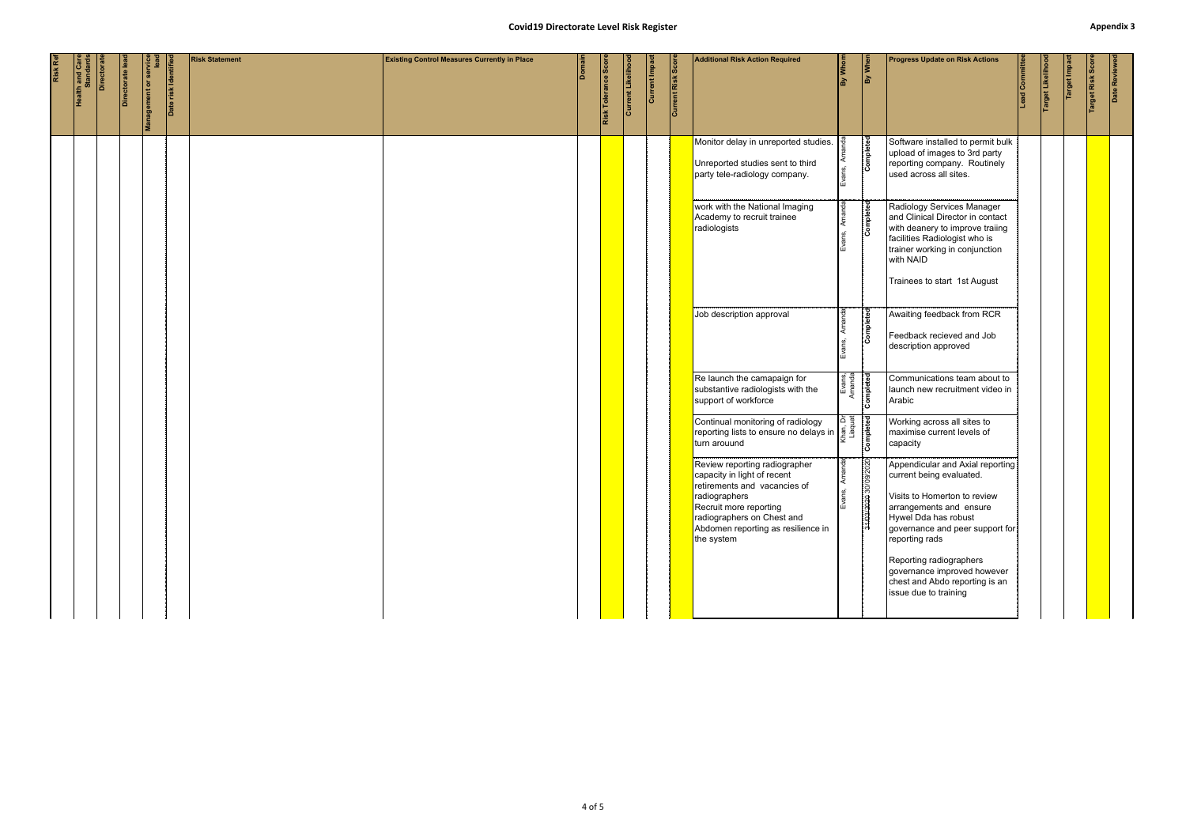# Covid19 Directorate Level Risk Register

Appendix 3

| Risk Ref | Health and Care Standards | Directorate | Directorate lead | Management or service lead | Date risk Identified | Risk Statement | Existing Control Measures Currently in Place | Domain | Risk Tolerance Score | Current Likelihood | Current Impact | Current Risk Score | Additional Risk Action Required | By Whom | By When | Progress Update on Risk Actions | Lead Committee | Target Likelihood | Target Impact | Target Risk Score | Date Reviewed |
|---|---|---|---|---|---|---|---|---|---|---|---|---|---|---|---|---|---|---|---|---|---|
| | | | | | | | | | | | | | Monitor delay in unreported studies.<br><br>Unreported studies sent to third party tele-radiology company. | Evans, Amanda | Completed | Software installed to permit bulk upload of images to 3rd party reporting company. Routinely used across all sites. | | | | | |
| | | | | | | | | | | | | | work with the National Imaging Academy to recruit trainee radiologists | Evans, Amanda | Completed | Radiology Services Manager and Clinical Director in contact with deanery to improve traiing facilities Radiologist who is trainer working in conjunction with NAID<br><br>Trainees to start 1st August | | | | | |
| | | | | | | | | | | | | | Job description approval | Evans, Amanda | Completed | Awaiting feedback from RCR<br><br>Feedback recieved and Job description approved | | | | | |
| | | | | | | | | | | | | | Re launch the camapaign for substantive radiologists with the support of workforce | Evans, Amanda | Completed | Communications team about to launch new recruitment video in Arabic | | | | | |
| | | | | | | | | | | | | | Continual monitoring of radiology reporting lists to ensure no delays in turn arouund | Khan, Dr Liaquat | Completed | Working across all sites to maximise current levels of capacity | | | | | |
| | | | | | | | | | | | | | Review reporting radiographer capacity in light of recent retirements and vacancies of radiographers<br>Recruit more reporting radiographers on Chest and Abdomen reporting as resilience in the system | Evans, Amanda | ~~31/03/2020~~ 30/09/2020 | Appendicular and Axial reporting current being evaluated.<br><br>Visits to Homerton to review arrangements and ensure Hywel Dda has robust governance and peer support for reporting rads<br><br>Reporting radiographers governance improved however chest and Abdo reporting is an issue due to training | | | | | |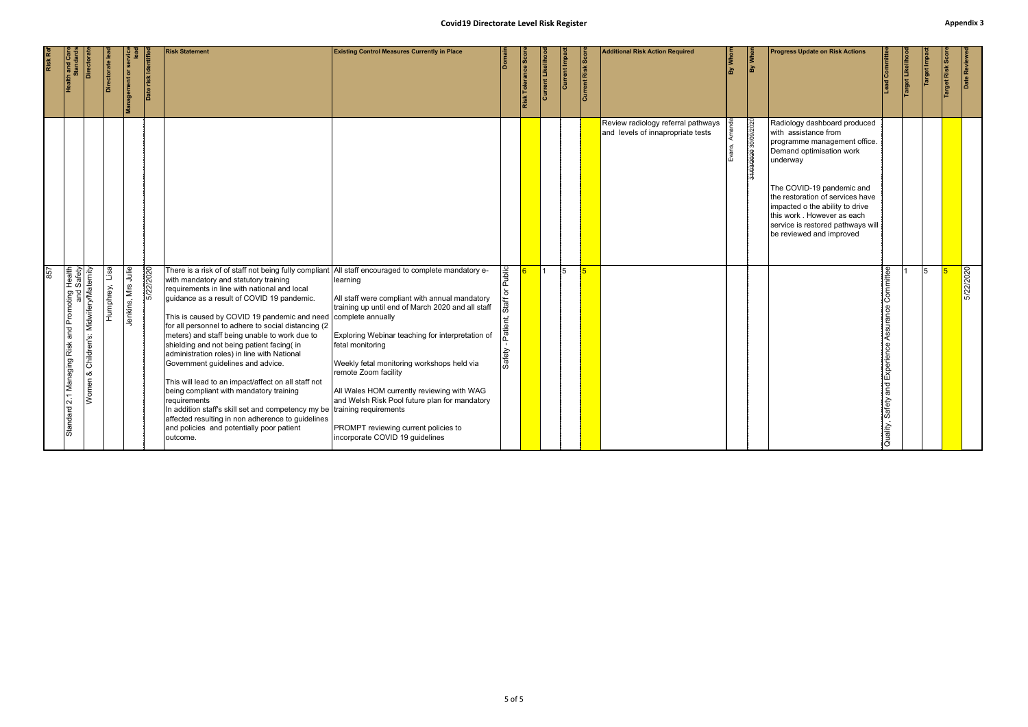## Covid19 Directorate Level Risk Register

**Appendix 3**

| Risk Ref | Health and Care Standards | Directorate | Directorate lead | Management or service lead | Date risk Identified | Risk Statement | Existing Control Measures Currently in Place | Domain | Risk Tolerance Score | Current Likelihood | Current Impact | Current Risk Score | Additional Risk Action Required | By Whom | By When | Progress Update on Risk Actions | Lead Committee | Target Likelihood | Target Impact | Target Risk Score | Date Reviewed |
|---|---|---|---|---|---|---|---|---|---|---|---|---|---|---|---|---|---|---|---|---|---|
| | | | | | | | | | | | | | Review radiology referral pathways and levels of innapropriate tests | Evans, Amanda | ~~31/03/2020~~ 30/09/2020 | Radiology dashboard produced with assistance from programme management office. Demand optimisation work underway<br><br>The COVID-19 pandemic and the restoration of services have impacted o the ability to drive this work . However as each service is restored pathways will be reviewed and improved | | | | | |
| 857 | Standard 2.1 Managing Risk and Promoting Health and Safety | Women & Children's: Midwifery/Maternity | Humphrey, Lisa | Jenkins, Mrs Julie | 5/22/2020 | There is a risk of of staff not being fully compliant with mandatory and statutory training requirements in line with national and local guidance as a result of COVID 19 pandemic.<br><br>This is caused by COVID 19 pandemic and need for all personnel to adhere to social distancing (2 meters) and staff being unable to work due to shielding and not being patient facing( in administration roles) in line with National Government guidelines and advice.<br><br>This will lead to an impact/affect on all staff not being compliant with mandatory training requirements<br>In addition staff's skill set and competency my be affected resulting in non adherence to guidelines and policies and potentially poor patient outcome. | All staff encouraged to complete mandatory e-learning<br><br>All staff were compliant with annual mandatory training up until end of March 2020 and all staff complete annually<br><br>Exploring Webinar teaching for interpretation of fetal monitoring<br><br>Weekly fetal monitoring workshops held via remote Zoom facility<br><br>All Wales HOM currently reviewing with WAG and Welsh Risk Pool future plan for mandatory training requirements<br><br>PROMPT reviewing current policies to incorporate COVID 19 guidelines | Safety - Patient, Staff or Public | 6 | 1 | 5 | 5 | | | | | Quality, Safety and Experience Assurance Committee | 1 | 5 | 5 | 5/22/2020 |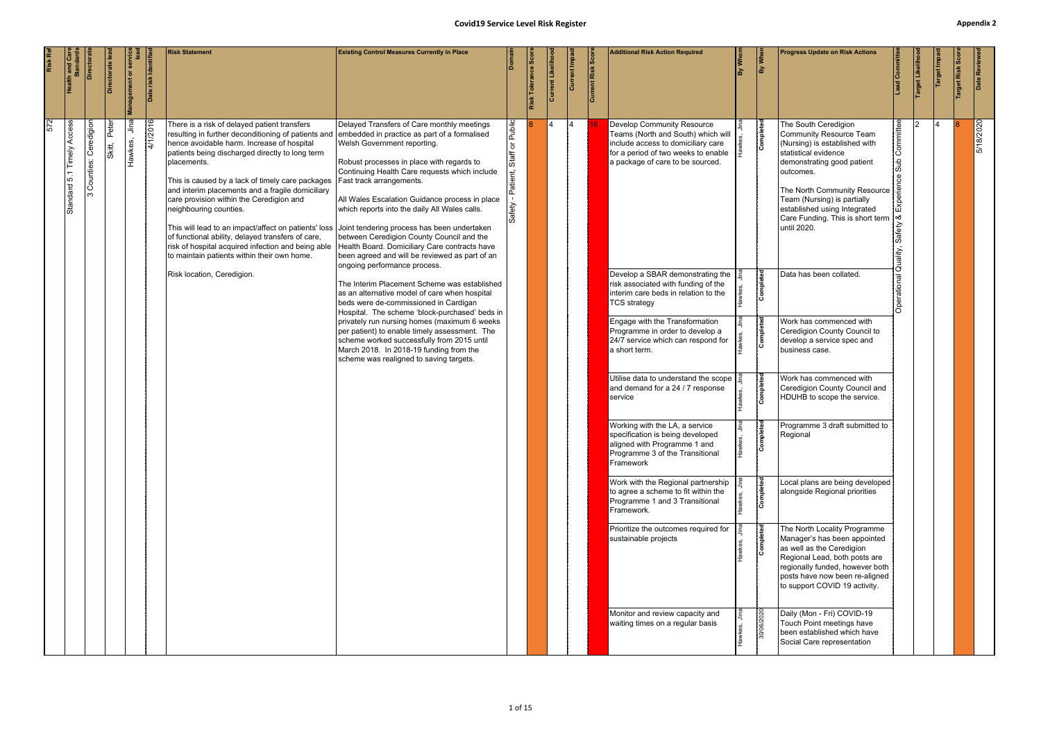# Covid19 Service Level Risk Register

**Appendix 2**

| Risk Ref | Health and Care Standards | Directorate | Directorate lead | Management or service lead | Date risk identified | Risk Statement | Existing Control Measures Currently in Place | Domain | Risk Tolerance Score | Current Likelihood | Current Impact | Current Risk Score | Additional Risk Action Required | By Whom | By When | Progress Update on Risk Actions | Lead Committee | Target Likelihood | Target Impact | Target Risk Score | Date Reviewed |
|---|---|---|---|---|---|---|---|---|---|---|---|---|---|---|---|---|---|---|---|---|---|
| 572 | Standard 5.1 Timely Access | 3 Counties: Ceredigion | Skitt, Peter | Hawkes, Jina | 4/1/2016 | There is a risk of delayed patient transfers resulting in further deconditioning of patients and hence avoidable harm. Increase of hospital patients being discharged directly to long term placements.<br><br>This is caused by a lack of timely care packages and interim placements and a fragile domiciliary care provision within the Ceredigion and neighbouring counties.<br><br>This will lead to an impact/affect on patients' loss of functional ability, delayed transfers of care, risk of hospital acquired infection and being able to maintain patients within their own home.<br><br>Risk location, Ceredigion. | Delayed Transfers of Care monthly meetings embedded in practice as part of a formalised Welsh Government reporting.<br><br>Robust processes in place with regards to Continuing Health Care requests which include Fast track arrangements.<br><br>All Wales Escalation Guidance process in place which reports into the daily All Wales calls.<br><br>Joint tendering process has been undertaken between Ceredigion County Council and the Health Board. Domiciliary Care contracts have been agreed and will be reviewed as part of an ongoing performance process.<br><br>The Interim Placement Scheme was established as an alternative model of care when hospital beds were de-commissioned in Cardigan Hospital. The scheme 'block-purchased' beds in privately run nursing homes (maximum 6 weeks per patient) to enable timely assessment. The scheme worked successfully from 2015 until March 2018. In 2018-19 funding from the scheme was realigned to saving targets. | Safety - Patient, Staff or Public | 8 | 4 | 4 | 16 | Develop Community Resource Teams (North and South) which will include access to domiciliary care for a period of two weeks to enable a package of care to be sourced. | Hawkes, Jina | Completed | The South Ceredigion Community Resource Team (Nursing) is established with statistical evidence demonstrating good patient outcomes.<br><br>The North Community Resource Team (Nursing) is partially established using Integrated Care Funding. This is short term until 2020. | Operational Quality, Safety & Experience Sub Committee | 2 | 4 | 8 | 5/18/2020 |
| | | | | | | | | | | | | | Develop a SBAR demonstrating the risk associated with funding of the interim care beds in relation to the TCS strategy | Hawkes, Jina | Completed | Data has been collated. | | | | | |
| | | | | | | | | | | | | | Engage with the Transformation Programme in order to develop a 24/7 service which can respond for a short term. | Hawkes, Jina | Completed | Work has commenced with Ceredigion County Council to develop a service spec and business case. | | | | | |
| | | | | | | | | | | | | | Utilise data to understand the scope and demand for a 24 / 7 response service | Hawkes, Jina | Completed | Work has commenced with Ceredigion County Council and HDUHB to scope the service. | | | | | |
| | | | | | | | | | | | | | Working with the LA, a service specification is being developed aligned with Programme 1 and Programme 3 of the Transitional Framework | Hawkes, Jina | Completed | Programme 3 draft submitted to Regional | | | | | |
| | | | | | | | | | | | | | Work with the Regional partnership to agree a scheme to fit within the Programme 1 and 3 Transitional Framework. | Hawkes, Jina | Completed | Local plans are being developed alongside Regional priorities | | | | | |
| | | | | | | | | | | | | | Prioritize the outcomes required for sustainable projects | Hawkes, Jina | Completed | The North Locality Programme Manager's has been appointed as well as the Ceredigion Regional Lead, both posts are regionally funded, however both posts have now been re-aligned to support COVID 19 activity. | | | | | |
| | | | | | | | | | | | | | Monitor and review capacity and waiting times on a regular basis | Hawkes, Jina | 30/06/2020 | Daily (Mon - Fri) COVID-19 Touch Point meetings have been established which have Social Care representation | | | | | |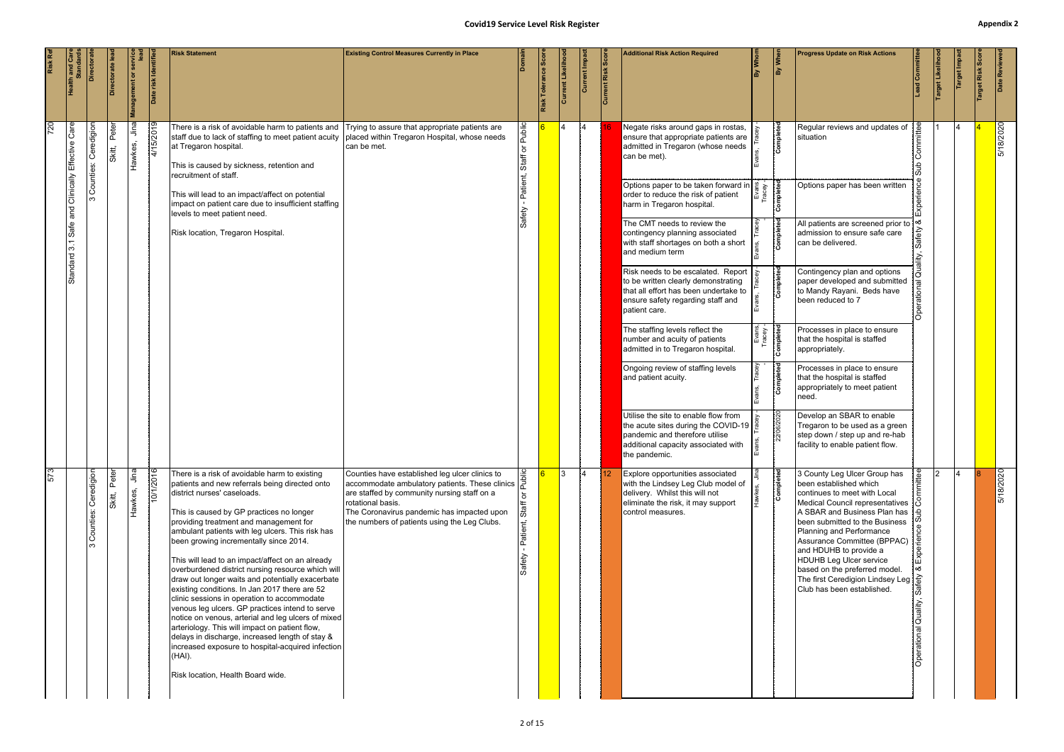## Covid19 Service Level Risk Register

**Appendix 2**

| Risk Ref | Health and Care Standards | Directorate | Directorate lead | Management or service lead | Date risk identified | Risk Statement | Existing Control Measures Currently in Place | Domain | Risk Tolerance Score | Current Likelihood | Current Impact | Current Risk Score | Additional Risk Action Required | By Whom | By When | Progress Update on Risk Actions | Lead Committee | Target Likelihood | Target Impact | Target Risk Score | Date Reviewed |
|---|---|---|---|---|---|---|---|---|---|---|---|---|---|---|---|---|---|---|---|---|---|
| 720 | Standard 3.1 Safe and Clinically Effective Care | 3 Counties: Ceredigion | Skitt, Peter | Hawkes, Jina | 4/15/2019 | There is a risk of avoidable harm to patients and staff due to lack of staffing to meet patient acuity at Tregaron hospital.<br><br>This is caused by sickness, retention and recruitment of staff.<br><br>This will lead to an impact/affect on potential impact on patient care due to insufficient staffing levels to meet patient need.<br><br>Risk location, Tregaron Hospital. | Trying to assure that appropriate patients are placed within Tregaron Hospital, whose needs can be met. | Safety - Patient, Staff or Public | 6 | 4 | 4 | 16 | Negate risks around gaps in rostas, ensure that appropriate patients are admitted in Tregaron (whose needs can be met). | Evans, Tracey | Completed | Regular reviews and updates of situation | Operational Quality, Safety & Experience Sub Committee | 1 | 4 | 4 | 5/18/2020 |
| | | | | | | | | | | | | | Options paper to be taken forward in order to reduce the risk of patient harm in Tregaron hospital. | Evans, Tracey | Completed | Options paper has been written | | | | | |
| | | | | | | | | | | | | | The CMT needs to review the contingency planning associated with staff shortages on both a short and medium term | Evans, Tracey | Completed | All patients are screened prior to admission to ensure safe care can be delivered. | | | | | |
| | | | | | | | | | | | | | Risk needs to be escalated. Report to be written clearly demonstrating that all effort has been undertake to ensure safety regarding staff and patient care. | Evans, Tracey | Completed | Contingency plan and options paper developed and submitted to Mandy Rayani. Beds have been reduced to 7 | | | | | |
| | | | | | | | | | | | | | The staffing levels reflect the number and acuity of patients admitted in to Tregaron hospital. | Evans, Tracey | Completed | Processes in place to ensure that the hospital is staffed appropriately. | | | | | |
| | | | | | | | | | | | | | Ongoing review of staffing levels and patient acuity. | Evans, Tracey | Completed | Processes in place to ensure that the hospital is staffed appropriately to meet patient need. | | | | | |
| | | | | | | | | | | | | | Utilise the site to enable flow from the acute sites during the COVID-19 pandemic and therefore utilise additional capacity associated with the pandemic. | Evans, Tracey | 22/06/2020 | Develop an SBAR to enable Tregaron to be used as a green step down / step up and re-hab facility to enable patient flow. | | | | | |
| 573 | | 3 Counties: Ceredigion | Skitt, Peter | Hawkes, Jina | 10/1/2016 | There is a risk of avoidable harm to existing patients and new referrals being directed onto district nurses' caseloads.<br><br>This is caused by GP practices no longer providing treatment and management for ambulant patients with leg ulcers. This risk has been growing incrementally since 2014.<br><br>This will lead to an impact/affect on an already overburdened district nursing resource which will draw out longer waits and potentially exacerbate existing conditions. In Jan 2017 there are 52 clinic sessions in operation to accommodate venous leg ulcers. GP practices intend to serve notice on venous, arterial and leg ulcers of mixed arteriology. This will impact on patient flow, delays in discharge, increased length of stay & increased exposure to hospital-acquired infection (HAI).<br><br>Risk location, Health Board wide. | Counties have established leg ulcer clinics to accommodate ambulatory patients. These clinics are staffed by community nursing staff on a rotational basis.<br>The Coronavirus pandemic has impacted upon the numbers of patients using the Leg Clubs. | Safety - Patient, Staff or Public | 6 | 3 | 4 | 12 | Explore opportunities associated with the Lindsey Leg Club model of delivery. Whilst this will not eliminate the risk, it may support control measures. | Hawkes, Jina | Completed | 3 County Leg Ulcer Group has been established which continues to meet with Local Medical Council representatives A SBAR and Business Plan has been submitted to the Business Planning and Performance Assurance Committee (BPPAC) and HDUHB to provide a HDUHB Leg Ulcer service based on the preferred model. The first Ceredigion Lindsey Leg Club has been established. | Operational Quality, Safety & Experience Sub Committee | 2 | 4 | 8 | 5/18/2020 |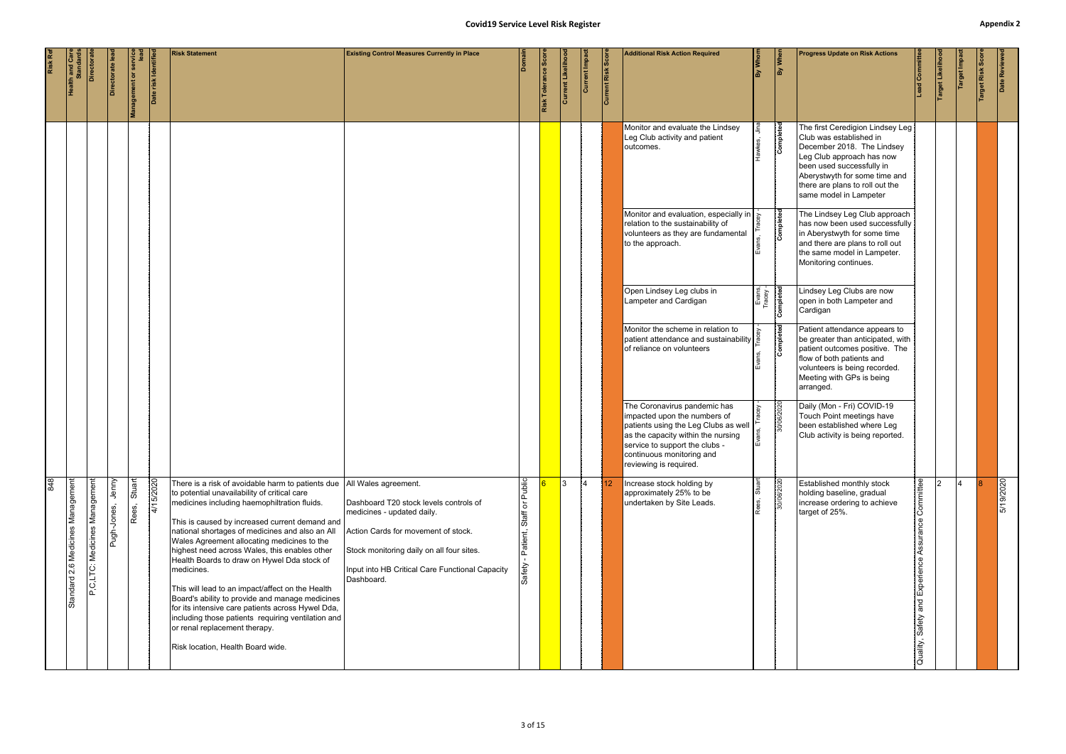# Covid19 Service Level Risk Register

Appendix 2

| Risk Ref | Health and Care Standards | Directorate | Directorate lead | Management or service lead | Date risk identified | Risk Statement | Existing Control Measures Currently in Place | Domain | Risk Tolerance Score | Current Likelihood | Current Impact | Current Risk Score | Additional Risk Action Required | By Whom | By When | Progress Update on Risk Actions | Lead Committee | Target Likelihood | Target Impact | Target Risk Score | Date Reviewed |
|---|---|---|---|---|---|---|---|---|---|---|---|---|---|---|---|---|---|---|---|---|---|
| | | | | | | | | | | | | | Monitor and evaluate the Lindsey Leg Club activity and patient outcomes. | Hawkes, Jina | Completed | The first Ceredigion Lindsey Leg Club was established in December 2018. The Lindsey Leg Club approach has now been used successfully in Aberystwyth for some time and there are plans to roll out the same model in Lampeter | | | | | |
| | | | | | | | | | | | | | Monitor and evaluation, especially in relation to the sustainability of volunteers as they are fundamental to the approach. | Evans, Tracey | Completed | The Lindsey Leg Club approach has now been used successfully in Aberystwyth for some time and there are plans to roll out the same model in Lampeter. Monitoring continues. | | | | | |
| | | | | | | | | | | | | | Open Lindsey Leg clubs in Lampeter and Cardigan | Evans, Tracey | Completed | Lindsey Leg Clubs are now open in both Lampeter and Cardigan | | | | | |
| | | | | | | | | | | | | | Monitor the scheme in relation to patient attendance and sustainability of reliance on volunteers | Evans, Tracey | Completed | Patient attendance appears to be greater than anticipated, with patient outcomes positive. The flow of both patients and volunteers is being recorded. Meeting with GPs is being arranged. | | | | | |
| | | | | | | | | | | | | | The Coronavirus pandemic has impacted upon the numbers of patients using the Leg Clubs as well as the capacity within the nursing service to support the clubs - continuous monitoring and reviewing is required. | Evans, Tracey | 30/06/2020 | Daily (Mon - Fri) COVID-19 Touch Point meetings have been established where Leg Club activity is being reported. | | | | | |
| 848 | Standard 2.6 Medicines Management | P,C,LTC: Medicines Management | Pugh-Jones, Jenny | Rees, Stuart | 4/15/2020 | There is a risk of avoidable harm to patients due to potential unavailability of critical care medicines including haemophiltration fluids.<br><br>This is caused by increased current demand and national shortages of medicines and also an All Wales Agreement allocating medicines to the highest need across Wales, this enables other Health Boards to draw on Hywel Dda stock of medicines.<br><br>This will lead to an impact/affect on the Health Board's ability to provide and manage medicines for its intensive care patients across Hywel Dda, including those patients requiring ventilation and or renal replacement therapy.<br><br>Risk location, Health Board wide. | All Wales agreement.<br><br>Dashboard T20 stock levels controls of medicines - updated daily.<br><br>Action Cards for movement of stock.<br><br>Stock monitoring daily on all four sites.<br><br>Input into HB Critical Care Functional Capacity Dashboard. | Safety - Patient, Staff or Public | 6 | 3 | 4 | 12 | Increase stock holding by approximately 25% to be undertaken by Site Leads. | Rees, Stuart | 30/09/2020 | Established monthly stock holding baseline, gradual increase ordering to achieve target of 25%. | Quality, Safety and Experience Assurance Committee | 2 | 4 | 8 | 5/19/2020 |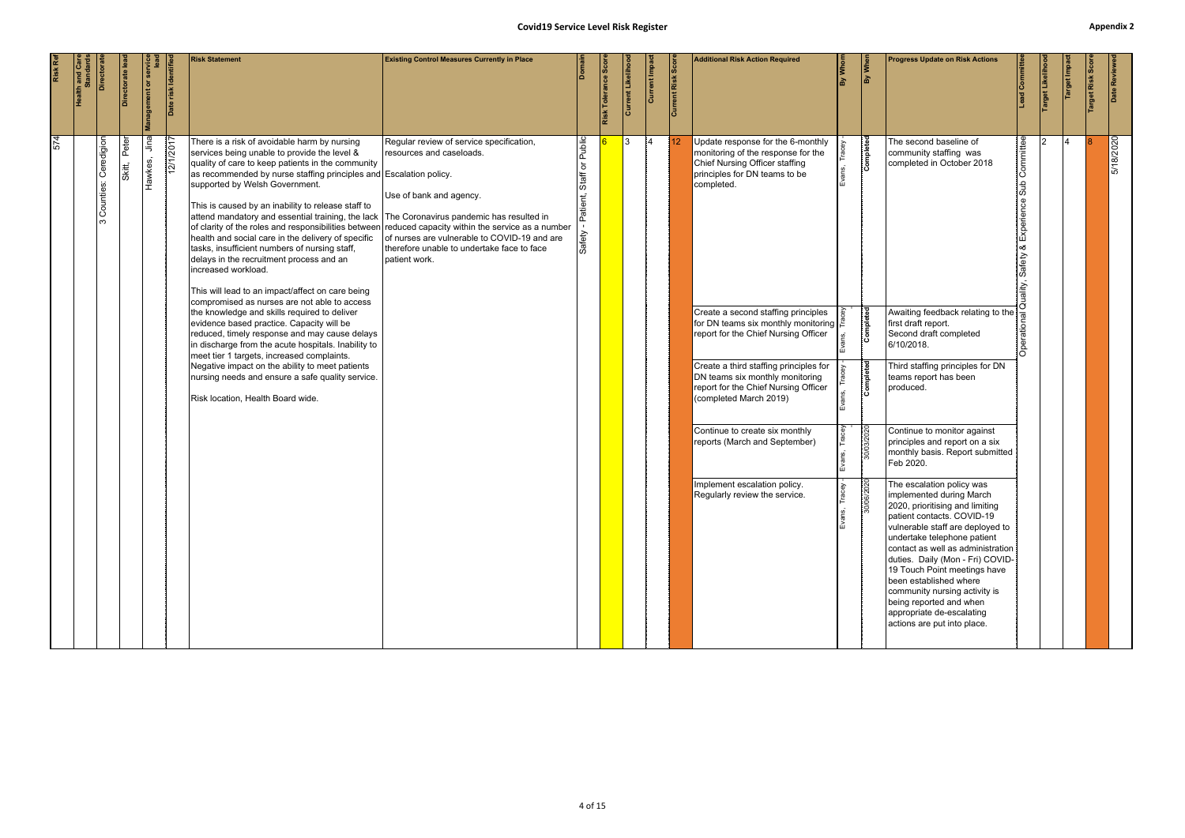# Covid19 Service Level Risk Register

Appendix 2

| Risk Ref | Health and Care Standards | Directorate | Directorate lead | Management or service lead | Date risk Identified | Risk Statement | Existing Control Measures Currently in Place | Domain | Risk Tolerance Score | Current Likelihood | Current Impact | Current Risk Score | Additional Risk Action Required | By Whom | By When | Progress Update on Risk Actions | Lead Committee | Target Likelihood | Target Impact | Target Risk Score | Date Reviewed |
|---|---|---|---|---|---|---|---|---|---|---|---|---|---|---|---|---|---|---|---|---|---|
| 574 | | 3 Counties: Ceredigion | Skitt, Peter | Hawkes, Jina | 12/1/2017 | There is a risk of avoidable harm by nursing services being unable to provide the level & quality of care to keep patients in the community as recommended by nurse staffing principles and supported by Welsh Government.<br><br>This is caused by an inability to release staff to attend mandatory and essential training, the lack of clarity of the roles and responsibilities between health and social care in the delivery of specific tasks, insufficient numbers of nursing staff, delays in the recruitment process and an increased workload.<br><br>This will lead to an impact/affect on care being compromised as nurses are not able to access the knowledge and skills required to deliver evidence based practice. Capacity will be reduced, timely response and may cause delays in discharge from the acute hospitals. Inability to meet tier 1 targets, increased complaints.<br>Negative impact on the ability to meet patients nursing needs and ensure a safe quality service.<br><br>Risk location, Health Board wide. | Regular review of service specification, resources and caseloads.<br><br>Escalation policy.<br><br>Use of bank and agency.<br><br>The Coronavirus pandemic has resulted in reduced capacity within the service as a number of nurses are vulnerable to COVID-19 and are therefore unable to undertake face to face patient work. | Safety - Patient, Staff or Public | 6 | 3 | 4 | 12 | Update response for the 6-monthly monitoring of the response for the Chief Nursing Officer staffing principles for DN teams to be completed. | Evans, Tracey | Completed | The second baseline of community staffing was completed in October 2018 | Operational Quality, Safety & Experience Sub Committee | 2 | 4 | 8 | 5/18/2020 |
| | | | | | | | | | | | | | Create a second staffing principles for DN teams six monthly monitoring report for the Chief Nursing Officer | Evans, Tracey | Completed | Awaiting feedback relating to the first draft report.<br>Second draft completed 6/10/2018. | | | | | |
| | | | | | | | | | | | | | Create a third staffing principles for DN teams six monthly monitoring report for the Chief Nursing Officer (completed March 2019) | Evans, Tracey | Completed | Third staffing principles for DN teams report has been produced. | | | | | |
| | | | | | | | | | | | | | Continue to create six monthly reports (March and September) | Evans, Tracey | 30/03/2020 | Continue to monitor against principles and report on a six monthly basis. Report submitted Feb 2020. | | | | | |
| | | | | | | | | | | | | | Implement escalation policy.<br>Regularly review the service. | Evans, Tracey | 30/06/2020 | The escalation policy was implemented during March 2020, prioritising and limiting patient contacts. COVID-19 vulnerable staff are deployed to undertake telephone patient contact as well as administration duties. Daily (Mon - Fri) COVID-19 Touch Point meetings have been established where community nursing activity is being reported and when appropriate de-escalating actions are put into place. | | | | | |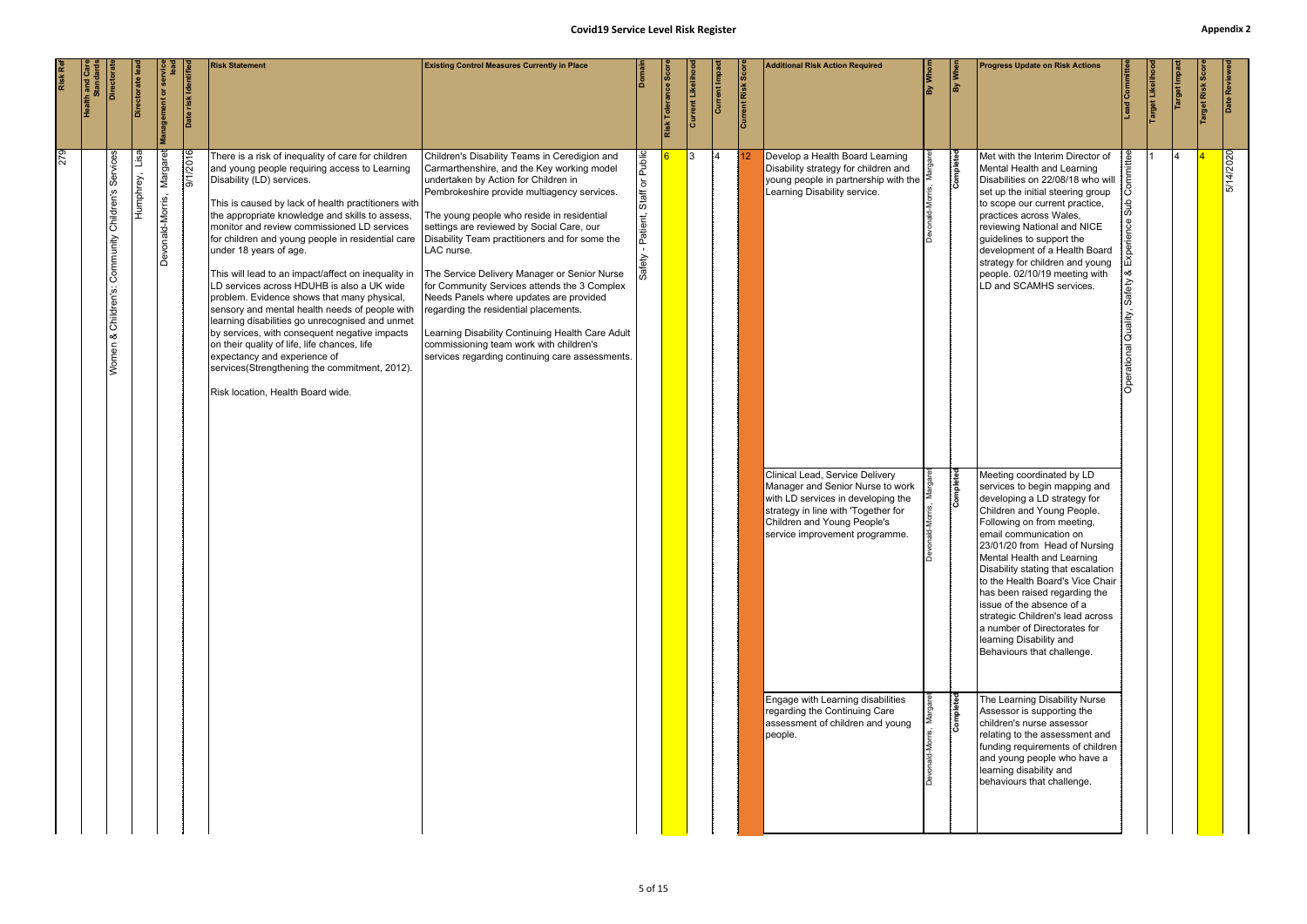# Covid19 Service Level Risk Register

Appendix 2

| Risk Ref | Health and Care Standards | Directorate | Directorate lead | Management or service lead | Date risk identified | Risk Statement | Existing Control Measures Currently in Place | Domain | Risk Tolerance Score | Current Likelihood | Current Impact | Current Risk Score | Additional Risk Action Required | By Whom | By When | Progress Update on Risk Actions | Lead Committee | Target Likelihood | Target Impact | Target Risk Score | Date Reviewed |
|---|---|---|---|---|---|---|---|---|---|---|---|---|---|---|---|---|---|---|---|---|---|
| 279 | | Women & Children's: Community Children's Services | Humphrey, Lisa | Devonald-Morris, Margaret | 9/1/2016 | There is a risk of inequality of care for children and young people requiring access to Learning Disability (LD) services.<br><br>This is caused by lack of health practitioners with the appropriate knowledge and skills to assess, monitor and review commissioned LD services for children and young people in residential care under 18 years of age.<br><br>This will lead to an impact/affect on inequality in LD services across HDUHB is also a UK wide problem. Evidence shows that many physical, sensory and mental health needs of people with learning disabilities go unrecognised and unmet by services, with consequent negative impacts on their quality of life, life chances, life expectancy and experience of services(Strengthening the commitment, 2012).<br><br>Risk location, Health Board wide. | Children's Disability Teams in Ceredigion and Carmarthenshire, and the Key working model undertaken by Action for Children in Pembrokeshire provide multiagency services.<br><br>The young people who reside in residential settings are reviewed by Social Care, our Disability Team practitioners and for some the LAC nurse.<br><br>The Service Delivery Manager or Senior Nurse for Community Services attends the 3 Complex Needs Panels where updates are provided regarding the residential placements.<br><br>Learning Disability Continuing Health Care Adult commissioning team work with children's services regarding continuing care assessments. | Safety - Patient, Staff or Public | 6 | 3 | 4 | 12 | Develop a Health Board Learning Disability strategy for children and young people in partnership with the Learning Disability service. | Devonald-Morris, Margaret | Completed | Met with the Interim Director of Mental Health and Learning Disabilities on 22/08/18 who will set up the initial steering group to scope our current practice, practices across Wales, reviewing National and NICE guidelines to support the development of a Health Board strategy for children and young people. 02/10/19 meeting with LD and SCAMHS services. | Operational Quality, Safety & Experience Sub Committee | 1 | 4 | 4 | 5/14/2020 |
| | | | | | | | | | | | | | Clinical Lead, Service Delivery Manager and Senior Nurse to work with LD services in developing the strategy in line with 'Together for Children and Young People's service improvement programme. | Devonald-Morris, Margaret | Completed | Meeting coordinated by LD services to begin mapping and developing a LD strategy for Children and Young People. Following on from meeting, email communication on 23/01/20 from Head of Nursing Mental Health and Learning Disability stating that escalation to the Health Board's Vice Chair has been raised regarding the issue of the absence of a strategic Children's lead across a number of Directorates for learning Disability and Behaviours that challenge. | | | | | |
| | | | | | | | | | | | | | Engage with Learning disabilities regarding the Continuing Care assessment of children and young people. | Devonald-Morris, Margaret | Completed | The Learning Disability Nurse Assessor is supporting the children's nurse assessor relating to the assessment and funding requirements of children and young people who have a learning disability and behaviours that challenge. | | | | | |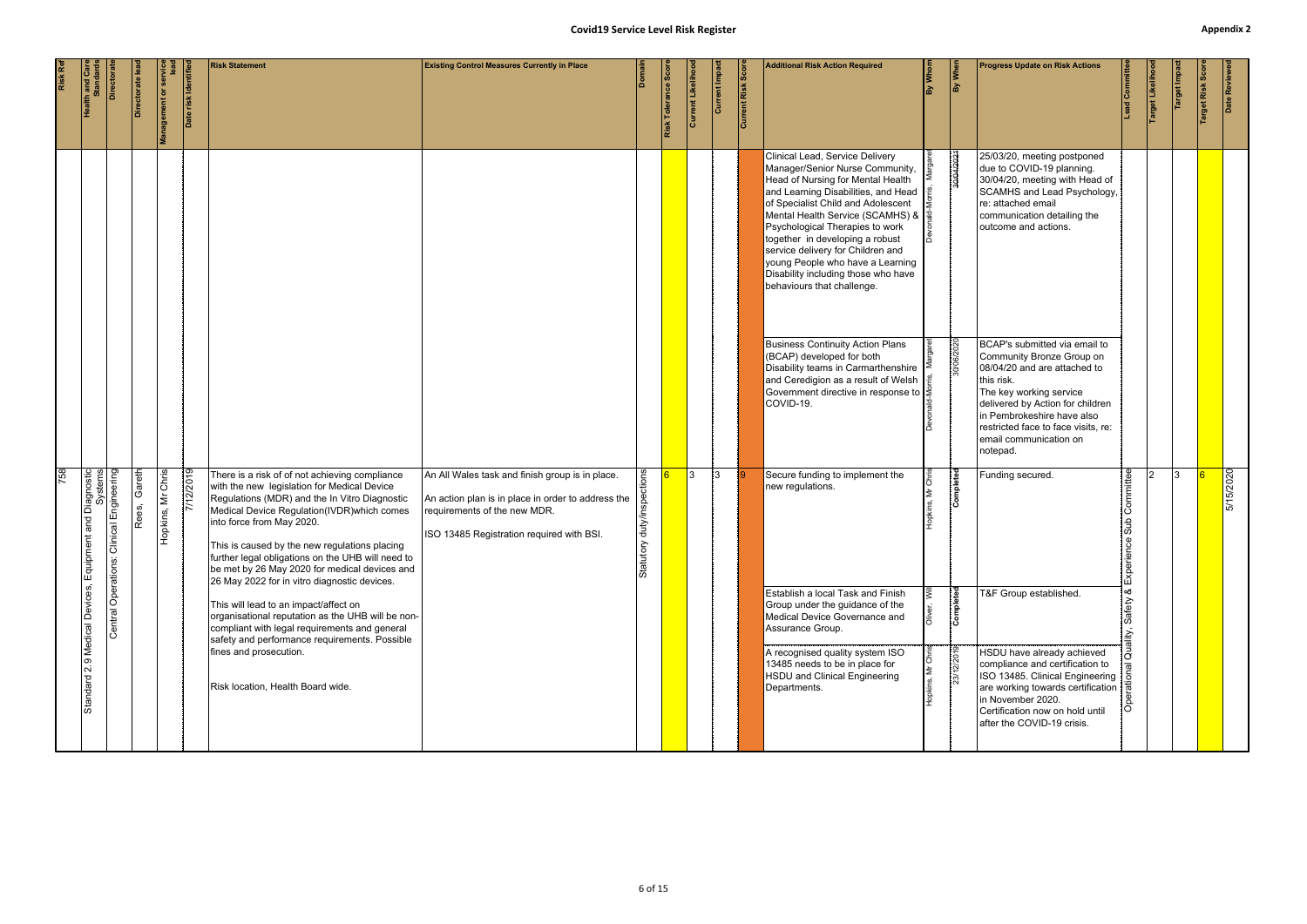# Covid19 Service Level Risk Register

Appendix 2

| Risk Ref | Health and Care Standards | Directorate | Directorate lead | Management or service lead | Date risk identified | Risk Statement | Existing Control Measures Currently in Place | Domain | Risk Tolerance Score | Current Likelihood | Current Impact | Current Risk Score | Additional Risk Action Required | By Whom | By When | Progress Update on Risk Actions | Lead Committee | Target Likelihood | Target Impact | Target Risk Score | Date Reviewed |
|---|---|---|---|---|---|---|---|---|---|---|---|---|---|---|---|---|---|---|---|---|---|
| | | | | | | | | | | | | | Clinical Lead, Service Delivery Manager/Senior Nurse Community, Head of Nursing for Mental Health and Learning Disabilities, and Head of Specialist Child and Adolescent Mental Health Service (SCAMHS) & Psychological Therapies to work together in developing a robust service delivery for Children and young People who have a Learning Disability including those who have behaviours that challenge. | Devonald-Morris, Margaret | 30/04/2021 | 25/03/20, meeting postponed due to COVID-19 planning. 30/04/20, meeting with Head of SCAMHS and Lead Psychology, re: attached email communication detailing the outcome and actions. | | | | | |
| | | | | | | | | | | | | | Business Continuity Action Plans (BCAP) developed for both Disability teams in Carmarthenshire and Ceredigion as a result of Welsh Government directive in response to COVID-19. | Devonald-Morris, Margaret | 30/06/2020 | BCAP's submitted via email to Community Bronze Group on 08/04/20 and are attached to this risk. The key working service delivered by Action for children in Pembrokeshire have also restricted face to face visits, re: email communication on notepad. | | | | | |
| 758 | Standard 2.9 Medical Devices, Equipment and Diagnostic Systems | Central Operations: Clinical Engineering | Rees, Gareth | Hopkins, Mr Chris | 7/12/2019 | There is a risk of of not achieving compliance with the new legislation for Medical Device Regulations (MDR) and the In Vitro Diagnostic Medical Device Regulation(IVDR)which comes into force from May 2020.<br><br>This is caused by the new regulations placing further legal obligations on the UHB will need to be met by 26 May 2020 for medical devices and 26 May 2022 for in vitro diagnostic devices.<br><br>This will lead to an impact/affect on organisational reputation as the UHB will be non-compliant with legal requirements and general safety and performance requirements. Possible fines and prosecution.<br><br>Risk location, Health Board wide. | An All Wales task and finish group is in place.<br><br>An action plan is in place in order to address the requirements of the new MDR.<br><br>ISO 13485 Registration required with BSI. | Statutory duty/inspections | 6 | 3 | 3 | 9 | Secure funding to implement the new regulations. | Hopkins, Mr Chris | Completed | Funding secured. | Operational Quality, Safety & Experience Sub Committee | 2 | 3 | 6 | 5/15/2020 |
| | | | | | | | | | | | | | Establish a local Task and Finish Group under the guidance of the Medical Device Governance and Assurance Group. | Oliver, Will | Completed | T&F Group established. | | | | | |
| | | | | | | | | | | | | | A recognised quality system ISO 13485 needs to be in place for HSDU and Clinical Engineering Departments. | Hopkins, Mr Chris | 23/12/2019 | HSDU have already achieved compliance and certification to ISO 13485. Clinical Engineering are working towards certification in November 2020. Certification now on hold until after the COVID-19 crisis. | | | | | |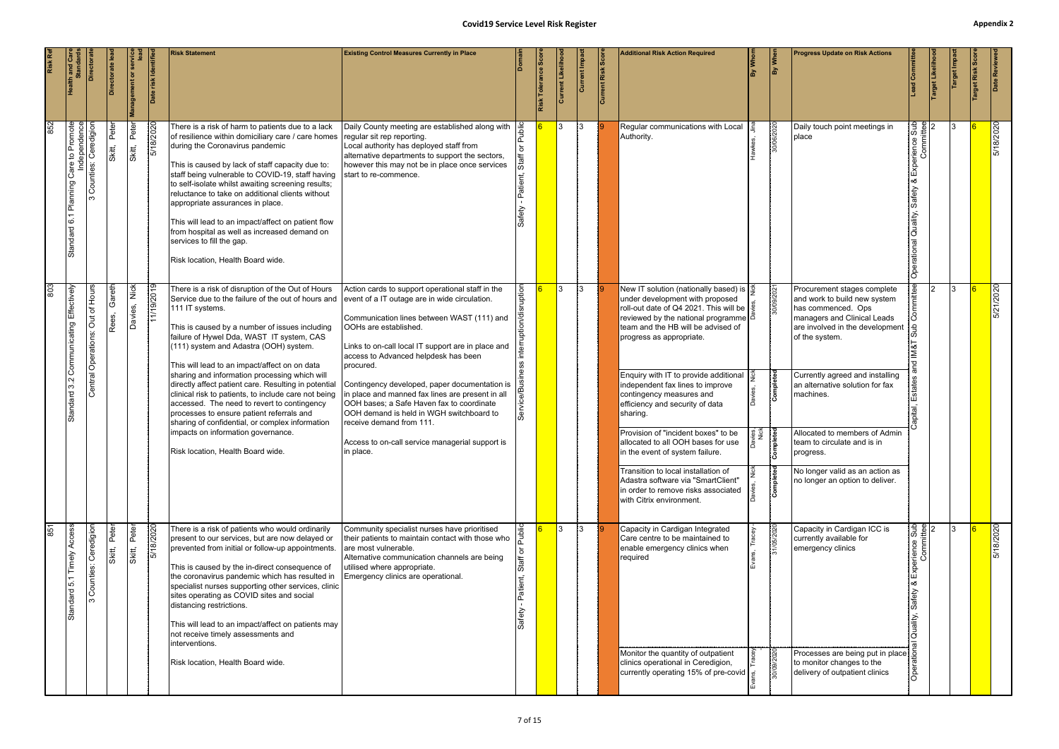# Covid19 Service Level Risk Register

**Appendix 2**

| Risk Ref | Health and Care Standards | Directorate | Directorate lead | Management or service lead | Date risk identified | Risk Statement | Existing Control Measures Currently in Place | Domain | Risk Tolerance Score | Current Likelihood | Current Impact | Current Risk Score | Additional Risk Action Required | By Whom | By When | Progress Update on Risk Actions | Lead Committee | Target Likelihood | Target Impact | Target Risk Score | Date Reviewed |
|---|---|---|---|---|---|---|---|---|---|---|---|---|---|---|---|---|---|---|---|---|---|
| 852 | Standard 6.1 Planning Care to Promote Independence | 3 Counties: Ceredigion | Skitt, Peter | Skitt, Peter | 5/18/2020 | There is a risk of harm to patients due to a lack of resilience within domiciliary care / care homes during the Coronavirus pandemic<br><br>This is caused by lack of staff capacity due to: staff being vulnerable to COVID-19, staff having to self-isolate whilst awaiting screening results; reluctance to take on additional clients without appropriate assurances in place.<br><br>This will lead to an impact/affect on patient flow from hospital as well as increased demand on services to fill the gap.<br><br>Risk location, Health Board wide. | Daily County meeting are established along with regular sit rep reporting.<br>Local authority has deployed staff from alternative departments to support the sectors, however this may not be in place once services start to re-commence. | Safety - Patient, Staff or Public | 6 | 3 | 3 | 9 | Regular communications with Local Authority. | Hawkes, Jina | 30/06/2020 | Daily touch point meetings in place | Operational Quality, Safety & Experience Sub Committee | 2 | 3 | 6 | 5/18/2020 |
| 803 | Standard 3.2 Communicating Effectively | Central Operations: Out of Hours | Rees, Gareth | Davies, Nick | 11/19/2019 | There is a risk of disruption of the Out of Hours Service due to the failure of the out of hours and 111 IT systems.<br><br>This is caused by a number of issues including failure of Hywel Dda, WAST IT system, CAS (111) system and Adastra (OOH) system.<br><br>This will lead to an impact/affect on data sharing and information processing which will directly affect patient care. Resulting in potential clinical risk to patients, to include care not being accessed. The need to revert to contingency processes to ensure patient referrals and sharing of confidential, or complex information impacts on information governance.<br><br>Risk location, Health Board wide. | Action cards to support operational staff in the event of a IT outage are in wide circulation.<br><br>Communication lines between WAST (111) and OOHs are established.<br><br>Links to on-call local IT support are in place and access to Advanced helpdesk has been procured.<br><br>Contingency developed, paper documentation is in place and manned fax lines are present in all OOH bases; a Safe Haven fax to coordinate OOH demand is held in WGH switchboard to receive demand from 111.<br><br>Access to on-call service managerial support is in place. | Service/Business interruption/disruption | 6 | 3 | 3 | 9 | New IT solution (nationally based) is under development with proposed roll-out date of Q4 2021. This will be reviewed by the national programme team and the HB will be advised of progress as appropriate. | Davies, Nick | 30/09/2021 | Procurement stages complete and work to build new system has commenced. Ops managers and Clinical Leads are involved in the development of the system. | Capital, Estates and IM&T Sub Committee | 2 | 3 | 6 | 5/21/2020 |
| | | | | | | | | | | | | | Enquiry with IT to provide additional independent fax lines to improve contingency measures and efficiency and security of data sharing. | Davies, Nick | Completed | Currently agreed and installing an alternative solution for fax machines. | | | | | |
| | | | | | | | | | | | | | Provision of "incident boxes" to be allocated to all OOH bases for use in the event of system failure. | Davies, Nick | Completed | Allocated to members of Admin team to circulate and is in progress. | | | | | |
| | | | | | | | | | | | | | Transition to local installation of Adastra software via "SmartClient" in order to remove risks associated with Citrix environment. | Davies, Nick | Completed | No longer valid as an action as no longer an option to deliver. | | | | | |
| 851 | Standard 5.1 Timely Access | 3 Counties: Ceredigion | Skitt, Peter | Skitt, Peter | 5/18/2020 | There is a risk of patients who would ordinarily present to our services, but are now delayed or prevented from initial or follow-up appointments.<br><br>This is caused by the in-direct consequence of the coronavirus pandemic which has resulted in specialist nurses supporting other services, clinic sites operating as COVID sites and social distancing restrictions.<br><br>This will lead to an impact/affect on patients may not receive timely assessments and interventions.<br><br>Risk location, Health Board wide. | Community specialist nurses have prioritised their patients to maintain contact with those who are most vulnerable.<br>Alternative communication channels are being utilised where appropriate.<br>Emergency clinics are operational. | Safety - Patient, Staff or Public | 6 | 3 | 3 | 9 | Capacity in Cardigan Integrated Care centre to be maintained to enable emergency clinics when required | Evans, Tracey | 31/05/2020 | Capacity in Cardigan ICC is currently available for emergency clinics | Operational Quality, Safety & Experience Sub Committee | 2 | 3 | 6 | 5/18/2020 |
| | | | | | | | | | | | | | Monitor the quantity of outpatient clinics operational in Ceredigion, currently operating 15% of pre-covid | Evans, Tracey | 30/09/2020 | Processes are being put in place to monitor changes to the delivery of outpatient clinics | | | | | |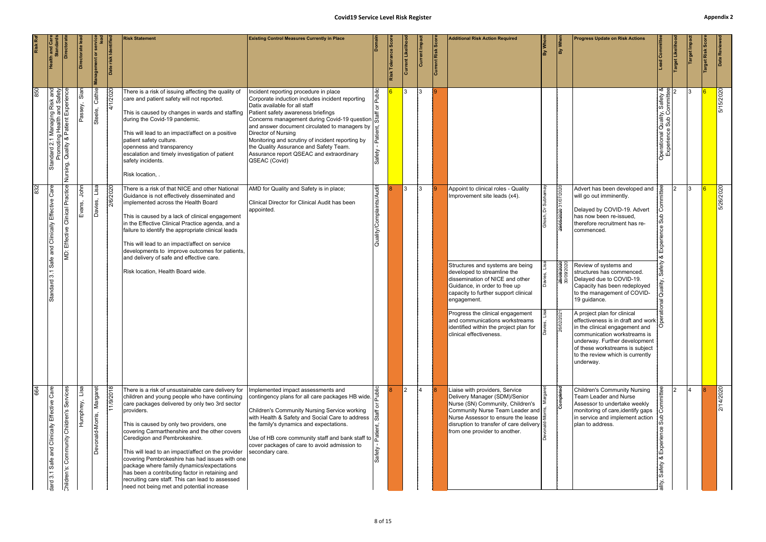# Covid19 Service Level Risk Register

Appendix 2

| Risk Ref | Health and Care Standards | Directorate | Directorate lead | Management or service lead | Date risk identified | Risk Statement | Existing Control Measures Currently in Place | Domain | Risk Tolerance Score | Current Likelihood | Current Impact | Current Risk Score | Additional Risk Action Required | By Whom | By When | Progress Update on Risk Actions | Lead Committee | Target Likelihood | Target Impact | Target Risk Score | Date Reviewed |
|---|---|---|---|---|---|---|---|---|---|---|---|---|---|---|---|---|---|---|---|---|---|
| 850 | Standard 2.1 Managing Risk and Promoting Health and Safety | Nursing, Quality & Patient Experience | Passey, Sian | Steele, Cathie | 4/1/2020 | There is a risk of issuing affecting the quality of care and patient safety will not reported.<br><br>This is caused by changes in wards and staffing during the Covid-19 pandemic.<br><br>This will lead to an impact/affect on a positive patient safety culture.<br>openness and transparency<br>escalation and timely investigation of patient safety incidents.<br><br>Risk location, . | Incident reporting procedure in place<br>Corporate induction includes incident reporting<br>Datix available for all staff<br>Patient safety awareness briefings<br>Concerns management during Covid-19 question and answer document circulated to managers by Director of Nursing<br>Monitoring and scrutiny of incident reporting by the Quality Assurance and Safety Team.<br>Assurance report QSEAC and extraordinary QSEAC (Covid) | Safety - Patient, Staff or Public | 6 | 3 | 3 | 9 | | | | | Operational Quality, Safety & Experience Sub Committee | 2 | 3 | 6 | 5/15/2020 |
| 832 | Standard 3.1 Safe and Clinically Effective Care | MD: Effective Clinical Practice | Evans, John | Davies, Lisa | 2/6/2020 | There is a risk of that NICE and other National Guidance is not effectively disseminated and implemented across the Health Board<br><br>This is caused by a lack of clinical engagement in the Effective Clinical Practice agenda, and a failure to identify the appropriate clinical leads<br><br>This will lead to an impact/affect on service developments to improve outcomes for patients, and delivery of safe and effective care.<br><br>Risk location, Health Board wide. | AMD for Quality and Safety is in place;<br><br>Clinical Director for Clinical Audit has been appointed. | Quality/Complaints/Audit | 8 | 3 | 3 | 9 | Appoint to clinical roles - Quality Improvement site leads (x4).<br><br>Structures and systems are being developed to streamline the dissemination of NICE and other Guidance, in order to free up capacity to further support clinical engagement.<br><br>Progress the clinical engagement and communications workstreams identified within the project plan for clinical effectiveness. | Ghosh, Dr Subhamay<br><br>Davies, Lisa<br><br>Davies, Lisa | ~~29/05/2020~~ 31/07/2020<br><br>~~28/08/2020~~ 30/09/2020<br><br>26/02/2021 | Advert has been developed and will go out imminently.<br><br>Delayed by COVID-19. Advert has now been re-issued, therefore recruitment has re-commenced.<br><br>Review of systems and structures has commenced. Delayed due to COVID-19. Capacity has been redeployed to the management of COVID-19 guidance.<br><br>A project plan for clinical effectiveness is in draft and work in the clinical engagement and communication workstreams is underway. Further development of these workstreams is subject to the review which is currently underway. | Operational Quality, Safety & Experience Sub Committee | 2 | 3 | 6 | 5/26/2020 |
| 664 | Standard 3.1 Safe and Clinically Effective Care | Children's: Community Children's Services | Humphrey, Lisa | Devonald-Morris, Margaret | 11/9/2018 | There is a risk of unsustainable care delivery for children and young people who have continuing care packages delivered by only two 3rd sector providers.<br><br>This is caused by only two providers, one covering Carmarthenshire and the other covers Ceredigion and Pembrokeshire.<br><br>This will lead to an impact/affect on the provider covering Pembrokeshire has had issues with one package where family dynamics/expectations has been a contributing factor in retaining and recruiting care staff. This can lead to assessed need not being met and potential increase | Implemented impact assessments and contingency plans for all care packages HB wide.<br><br>Children's Community Nursing Service working with Health & Safety and Social Care to address the family's dynamics and expectations.<br><br>Use of HB core community staff and bank staff to cover packages of care to avoid admission to secondary care. | Safety - Patient, Staff or Public | 8 | 2 | 4 | 8 | Liaise with providers, Service Delivery Manager (SDM)/Senior Nurse (SN) Community, Children's Community Nurse Team Leader and Nurse Assessor to ensure the lease disruption to transfer of care delivery from one provider to another. | Devonald-Morris, Margaret | Completed | Children's Community Nursing Team Leader and Nurse Assessor to undertake weekly monitoring of care,identify gaps in service and implement action plan to address. | Operational Quality, Safety & Experience Sub Committee | 2 | 4 | 8 | 2/14/2020 |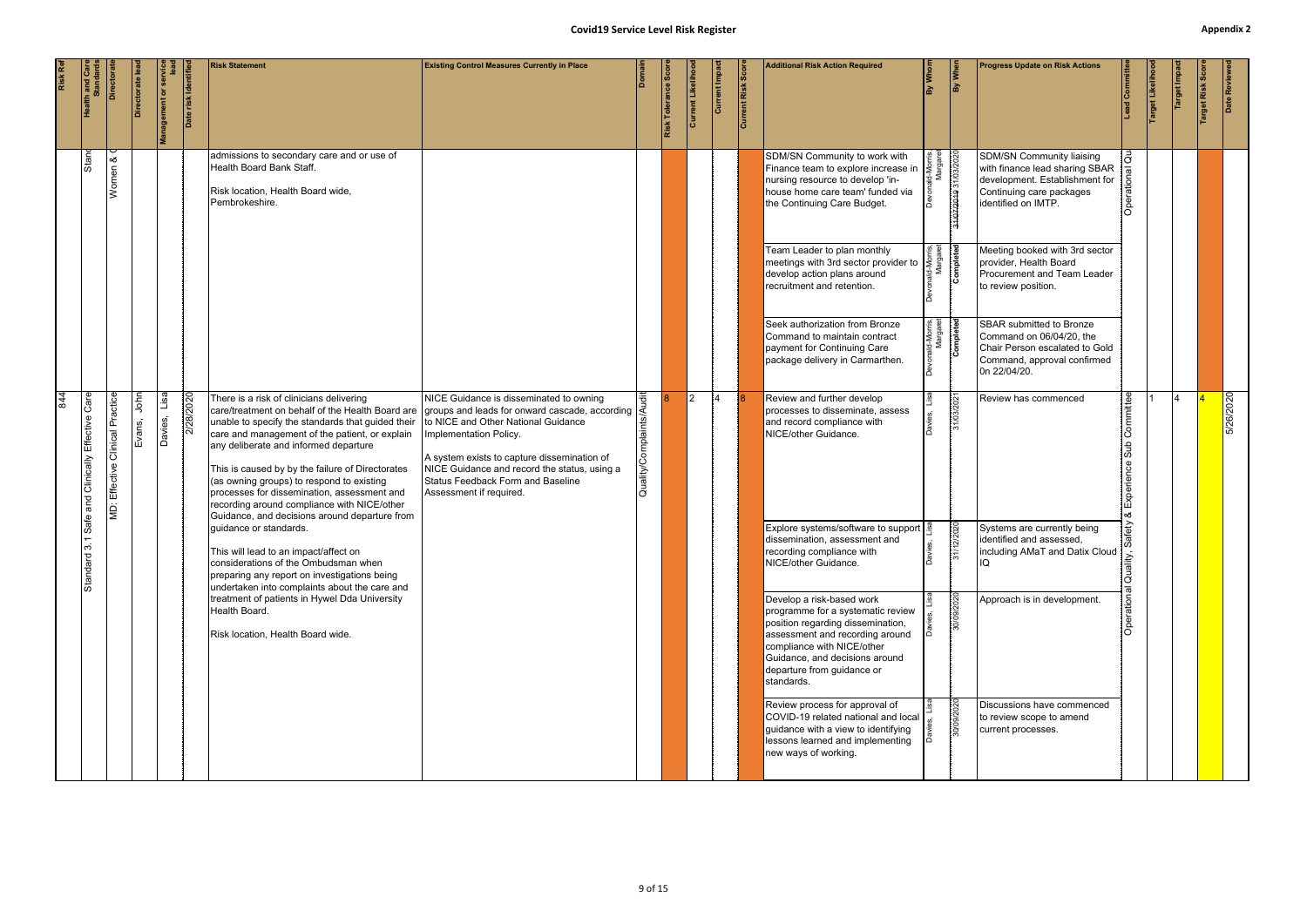# Covid19 Service Level Risk Register

Appendix 2

| Risk Ref | Health and Care Standards | Directorate | Directorate lead | Management or service lead | Date risk identified | Risk Statement | Existing Control Measures Currently in Place | Domain | Risk Tolerance Score | Current Likelihood | Current Impact | Current Risk Score | Additional Risk Action Required | By Whom | By When | Progress Update on Risk Actions | Lead Committee | Target Likelihood | Target Impact | Target Risk Score | Date Reviewed |
|---|---|---|---|---|---|---|---|---|---|---|---|---|---|---|---|---|---|---|---|---|---|
| | Stand | Women & C | | | | admissions to secondary care and or use of Health Board Bank Staff.<br><br>Risk location, Health Board wide, Pembrokeshire. | | | | | | | SDM/SN Community to work with Finance team to explore increase in nursing resource to develop 'in-house home care team' funded via the Continuing Care Budget. | Devonald-Morris, Margaret | ~~31/07/2019~~ 31/03/2020 | SDM/SN Community liaising with finance lead sharing SBAR development. Establishment for Continuing care packages identified on IMTP. | Operational Qu | | | | |
| | | | | | | | | | | | | | Team Leader to plan monthly meetings with 3rd sector provider to develop action plans around recruitment and retention. | Devonald-Morris, Margaret | Completed | Meeting booked with 3rd sector provider, Health Board Procurement and Team Leader to review position. | | | | | |
| | | | | | | | | | | | | | Seek authorization from Bronze Command to maintain contract payment for Continuing Care package delivery in Carmarthen. | Devonald-Morris, Margaret | Completed | SBAR submitted to Bronze Command on 06/04/20, the Chair Person escalated to Gold Command, approval confirmed 0n 22/04/20. | | | | | |
| 844 | Standard 3.1 Safe and Clinically Effective Care | MD: Effective Clinical Practice | Evans, John | Davies, Lisa | 2/28/2020 | There is a risk of clinicians delivering care/treatment on behalf of the Health Board are unable to specify the standards that guided their care and management of the patient, or explain any deliberate and informed departure<br><br>This is caused by by the failure of Directorates (as owning groups) to respond to existing processes for dissemination, assessment and recording around compliance with NICE/other Guidance, and decisions around departure from guidance or standards.<br><br>This will lead to an impact/affect on considerations of the Ombudsman when preparing any report on investigations being undertaken into complaints about the care and treatment of patients in Hywel Dda University Health Board.<br><br>Risk location, Health Board wide. | NICE Guidance is disseminated to owning groups and leads for onward cascade, according to NICE and Other National Guidance Implementation Policy.<br><br>A system exists to capture dissemination of NICE Guidance and record the status, using a Status Feedback Form and Baseline Assessment if required. | Quality/Complaints/Audit | 8 | 2 | 4 | 8 | Review and further develop processes to disseminate, assess and record compliance with NICE/other Guidance. | Davies, Lisa | 31/03/2021 | Review has commenced | Operational Quality, Safety & Experience Sub Committee | 1 | 4 | 4 | 5/26/2020 |
| | | | | | | | | | | | | | Explore systems/software to support dissemination, assessment and recording compliance with NICE/other Guidance. | Davies, Lisa | 31/12/2020 | Systems are currently being identified and assessed, including AMaT and Datix Cloud IQ | | | | | |
| | | | | | | | | | | | | | Develop a risk-based work programme for a systematic review position regarding dissemination, assessment and recording around compliance with NICE/other Guidance, and decisions around departure from guidance or standards. | Davies, Lisa | 30/09/2020 | Approach is in development. | | | | | |
| | | | | | | | | | | | | | Review process for approval of COVID-19 related national and local guidance with a view to identifying lessons learned and implementing new ways of working. | Davies, Lisa | 30/09/2020 | Discussions have commenced to review scope to amend current processes. | | | | | |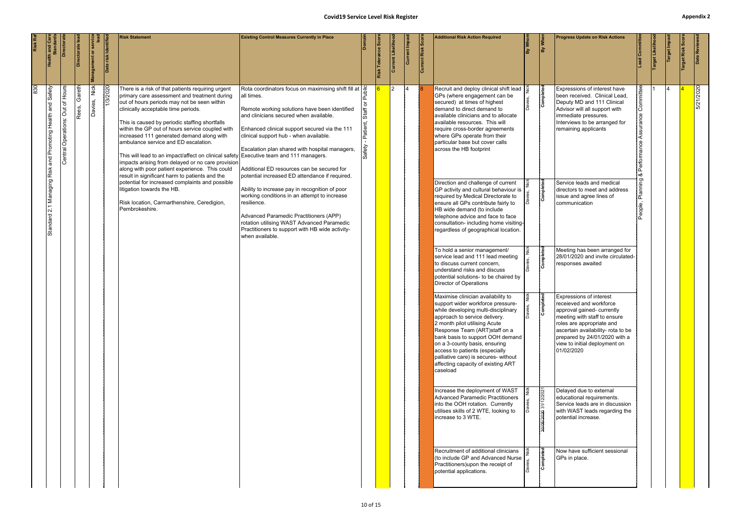# Covid19 Service Level Risk Register

**Appendix 2**

| Risk Ref | Health and Care Standards | Directorate | Directorate lead | Management or service lead | Date risk Identified | Risk Statement | Existing Control Measures Currently in Place | Domain | Risk Tolerance Score | Current Likelihood | Current Impact | Current Risk Score | Additional Risk Action Required | By Whom | By When | Progress Update on Risk Actions | Lead Committee | Target Likelihood | Target Impact | Target Risk Score | Date Reviewed |
|---|---|---|---|---|---|---|---|---|---|---|---|---|---|---|---|---|---|---|---|---|---|
| 830 | Standard 2.1 Managing Risk and Promoting Health and Safety | Central Operations: Out of Hours | Rees, Gareth | Davies, Nick | 1/3/2020 | There is a risk of that patients requiring urgent primary care assessment and treatment during out of hours periods may not be seen within clinically acceptable time periods.<br><br>This is caused by periodic staffing shortfalls within the GP out of hours service coupled with increased 111 generated demand along with ambulance service and ED escalation.<br><br>This will lead to an impact/affect on clinical safety impacts arising from delayed or no care provision along with poor patient experience. This could result in significant harm to patients and the potential for increased complaints and possible litigation towards the HB.<br><br>Risk location, Carmarthenshire, Ceredigion, Pembrokeshire. | Rota coordinators focus on maximising shift fill at all times.<br><br>Remote working solutions have been identified and clinicians secured when available.<br><br>Enhanced clinical support secured via the 111 clinical support hub - when available.<br><br>Escalation plan shared with hospital managers, Executive team and 111 managers.<br><br>Additional ED resources can be secured for potential increased ED attendance if required.<br><br>Ability to increase pay in recognition of poor working conditions in an attempt to increase resilience.<br><br>Advanced Paramedic Practitioners (APP) rotation utilising WAST Advanced Paramedic Practitioners to support with HB wide activity- when available. | Safety - Patient, Staff or Public | 6 | 2 | 4 | 8 | Recruit and deploy clinical shift lead GPs (where engagement can be secured) at times of highest demand to direct demand to available clinicians and to allocate available resources. This will require cross-border agreements where GPs operate from their particular base but cover calls across the HB footprint | Davies, Nick | Completed | Expressions of interest have been received. Clinical Lead, Deputy MD and 111 Clinical Advisor will all support with immediate pressures. Interviews to be arranged for remaining applicants | People, Planning & Performance Assurance Committee | 1 | 4 | 4 | 5/21/2020 |
| | | | | | | | | | | | | | Direction and challenge of current GP activity and cultural behaviour is required by Medical Directorate to ensure all GPs contribute fairly to HB wide demand (to include telephone advice and face to face consultation- including home visiting- regardless of geographical location. | Davies, Nick | Completed | Service leads and medical directors to meet and address issue and agree lines of communication | | | | | |
| | | | | | | | | | | | | | To hold a senior management/ service lead and 111 lead meeting to discuss current concern, understand risks and discuss potential solutions- to be chaired by Director of Operations | Davies, Nick | Completed | Meeting has been arranged for 28/01/2020 and invite circulated- responses awaited | | | | | |
| | | | | | | | | | | | | | Maximise clinician availability to support wider workforce pressure- while developing multi-disciplinary approach to service delivery.<br>2 month pilot utilising Acute Response Team (ART)staff on a bank basis to support OOH demand on a 3-county basis, ensuring access to patients (especially palliative care) is secures- without affecting capacity of existing ART caseload | Davies, Nick | Completed | Expressions of interest recieved and workforce approval gained- currently meeting with staff to ensure roles are appropriate and ascertain availability- rota to be prepared by 24/01/2020 with a view to initial deployment on 01/02/2020 | | | | | |
| | | | | | | | | | | | | | Increase the deployment of WAST Advanced Paramedic Practitioners into the OOH rotation. Currently utilises skills of 2 WTE, looking to increase to 3 WTE. | Davies, Nick | ~~30/06/2020~~ 31/12/2021 | Delayed due to external educational requirements. Service leads are in discussion with WAST leads regarding the potential increase. | | | | | |
| | | | | | | | | | | | | | Recruitment of additional clinicians (to include GP and Advanced Nurse Practitioners)upon the receipt of potential applications. | Davies, Nick | Completed | Now have sufficient sessional GPs in place. | | | | | |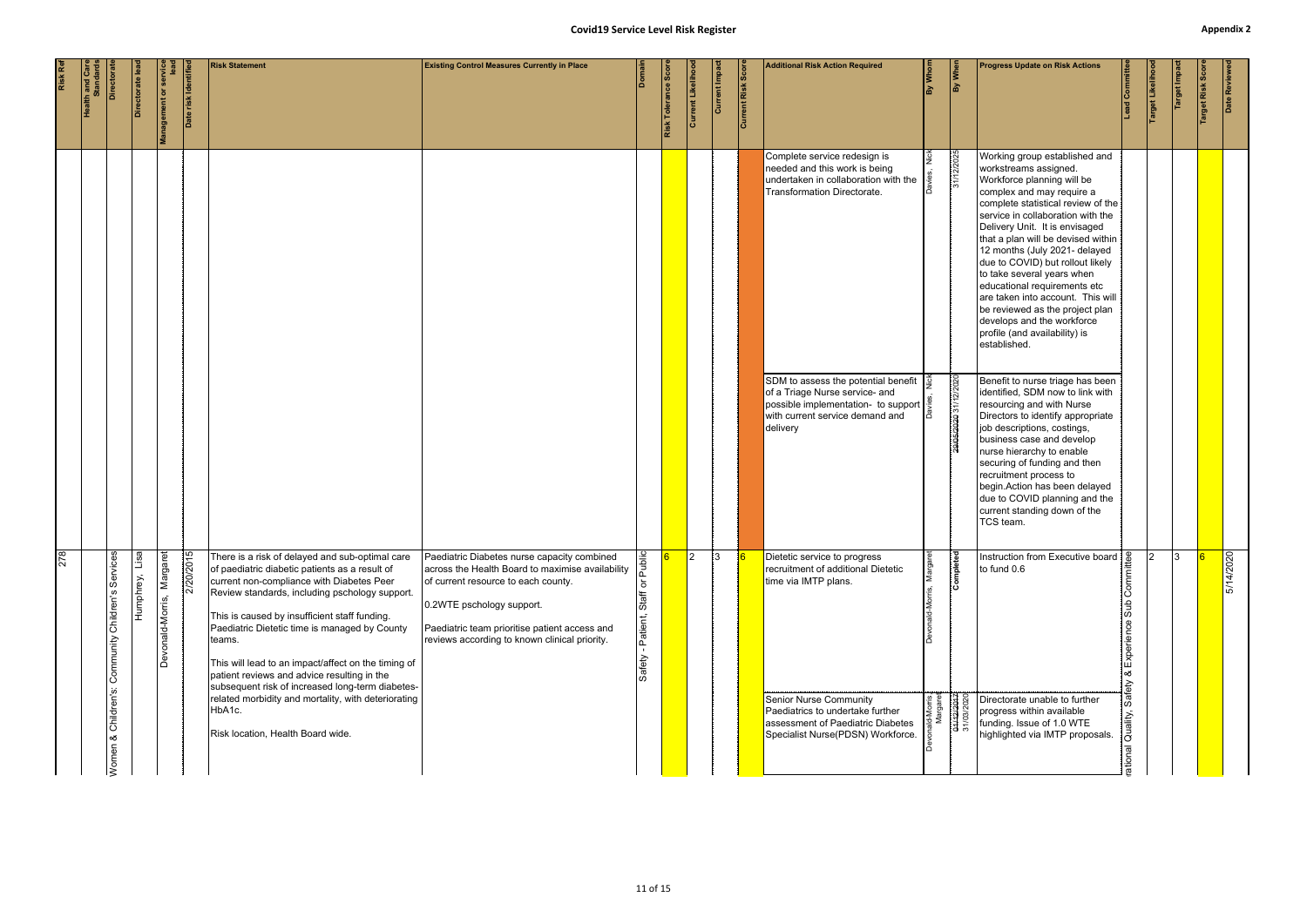# Covid19 Service Level Risk Register

**Appendix 2**

| Risk Ref | Health and Care Standards | Directorate | Directorate lead | Management or service lead | Date risk identified | Risk Statement | Existing Control Measures Currently in Place | Domain | Risk Tolerance Score | Current Likelihood | Current Impact | Current Risk Score | Additional Risk Action Required | By Whom | By When | Progress Update on Risk Actions | Lead Committee | Target Likelihood | Target Impact | Target Risk Score | Date Reviewed |
|---|---|---|---|---|---|---|---|---|---|---|---|---|---|---|---|---|---|---|---|---|---|
| | | | | | | | | | | | | | Complete service redesign is needed and this work is being undertaken in collaboration with the Transformation Directorate. | Davies, Nick | 31/12/2025 | Working group established and workstreams assigned. Workforce planning will be complex and may require a complete statistical review of the service in collaboration with the Delivery Unit. It is envisaged that a plan will be devised within 12 months (July 2021- delayed due to COVID) but rollout likely to take several years when educational requirements etc are taken into account. This will be reviewed as the project plan develops and the workforce profile (and availability) is established. | | | | | |
| | | | | | | | | | | | | | SDM to assess the potential benefit of a Triage Nurse service- and possible implementation- to support with current service demand and delivery | Davies, Nick | ~~29/05/2020~~ 31/12/2020 | Benefit to nurse triage has been identified, SDM now to link with resourcing and with Nurse Directors to identify appropriate job descriptions, costings, business case and develop nurse hierarchy to enable securing of funding and then recruitment process to begin.Action has been delayed due to COVID planning and the current standing down of the TCS team. | | | | | |
| 278 | | Women & Children's: Community Children's Services | Humphrey, Lisa | Devonald-Morris, Margaret | 2/20/2015 | There is a risk of delayed and sub-optimal care of paediatric diabetic patients as a result of current non-compliance with Diabetes Peer Review standards, including pschology support.<br><br>This is caused by insufficient staff funding. Paediatric Dietetic time is managed by County teams.<br><br>This will lead to an impact/affect on the timing of patient reviews and advice resulting in the subsequent risk of increased long-term diabetes-related morbidity and mortality, with deteriorating HbA1c.<br><br>Risk location, Health Board wide. | Paediatric Diabetes nurse capacity combined across the Health Board to maximise availability of current resource to each county.<br><br>0.2WTE pschology support.<br><br>Paediatric team prioritise patient access and reviews according to known clinical priority. | Safety - Patient, Staff or Public | 6 | 2 | 3 | 6 | Dietetic service to progress recruitment of additional Dietetic time via IMTP plans. | Devonald-Morris, Margaret | Completed | Instruction from Executive board to fund 0.6 | Operational Quality, Safety & Experience Sub Committee | 2 | 3 | 6 | 5/14/2020 |
| | | | | | | | | | | | | | Senior Nurse Community Paediatrics to undertake further assessment of Paediatric Diabetes Specialist Nurse(PDSN) Workforce. | Devonald-Morris, Margaret | ~~01/12/2017~~ 31/03/2020 | Directorate unable to further progress within available funding. Issue of 1.0 WTE highlighted via IMTP proposals. | | | | | |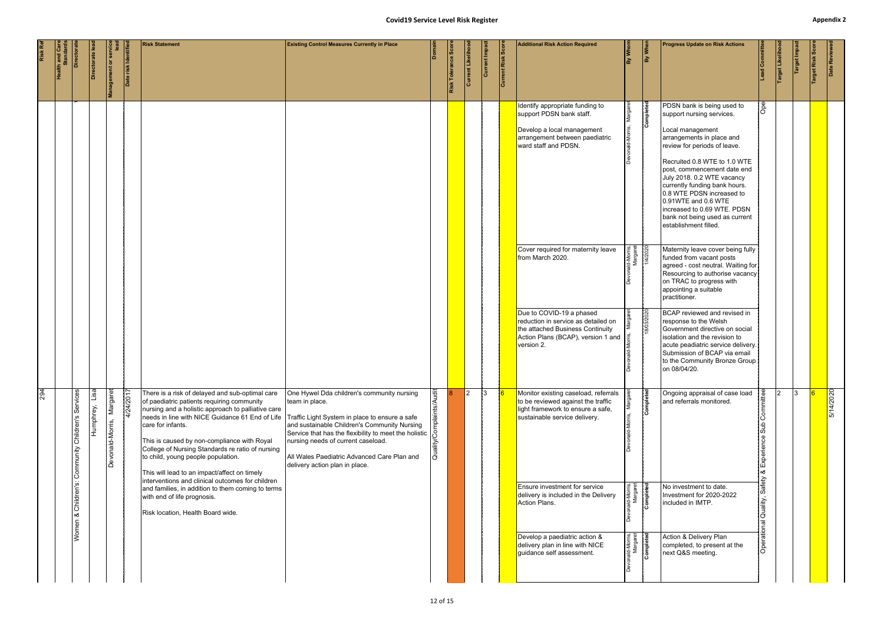**Covid19 Service Level Risk Register**

**Appendix 2**

| Risk Ref | Health and Care Standards | Directorate | Directorate lead | Management or service lead | Date risk identified | Risk Statement | Existing Control Measures Currently in Place | Domain | Risk Tolerance Score | Current Likelihood | Current Impact | Current Risk Score | Additional Risk Action Required | By Whom | By When | Progress Update on Risk Actions | Lead Committee | Target Likelihood | Target Impact | Target Risk Score | Date Reviewed |
|---|---|---|---|---|---|---|---|---|---|---|---|---|---|---|---|---|---|---|---|---|---|
| | | | | | | | | | | | | | Identify appropriate funding to support PDSN bank staff.<br><br>Develop a local management arrangement between paediatric ward staff and PDSN. | Devonald-Morris, Margaret | Completed | PDSN bank is being used to support nursing services.<br><br>Local management arrangements in place and review for periods of leave.<br><br>Recruited 0.8 WTE to 1.0 WTE post, commencement date end July 2018. 0.2 WTE vacancy currently funding bank hours. 0.8 WTE PDSN increased to 0.91WTE and 0.6 WTE increased to 0.69 WTE. PDSN bank not being used as current establishment filled. | Ope | | | | |
| | | | | | | | | | | | | | Cover required for maternity leave from March 2020. | Devonald-Morris, Margaret | 1/4/2020 | Maternity leave cover being fully funded from vacant posts agreed - cost neutral. Waiting for Resourcing to authorise vacancy on TRAC to progress with appointing a suitable practitioner. | | | | | |
| | | | | | | | | | | | | | Due to COVID-19 a phased reduction in service as detailed on the attached Business Continuity Action Plans (BCAP), version 1 and version 2. | Devonald-Morris, Margaret | 18/03/2020 | BCAP reviewed and revised in response to the Welsh Government directive on social isolation and the revision to acute paediatric service delivery. Submission of BCAP via email to the Community Bronze Group on 08/04/20. | | | | | |
| 294 | | Women & Children's: Community Children's Services | Humphrey, Lisa | Devonald-Morris, Margaret | 4/24/2017 | There is a risk of delayed and sub-optimal care of paediatric patients requiring community nursing and a holistic approach to palliative care needs in line with NICE Guidance 61 End of Life care for infants.<br><br>This is caused by non-compliance with Royal College of Nursing Standards re ratio of nursing to child, young people population.<br><br>This will lead to an impact/affect on timely interventions and clinical outcomes for children and families, in addition to them coming to terms with end of life prognosis.<br><br>Risk location, Health Board wide. | One Hywel Dda children's community nursing team in place.<br><br>Traffic Light System in place to ensure a safe and sustainable Children's Community Nursing Service that has the flexibility to meet the holistic nursing needs of current caseload.<br><br>All Wales Paediatric Advanced Care Plan and delivery action plan in place. | Quality/Complaints/Audit | 8 | 2 | 3 | 6 | Monitor existing caseload, referrals to be reviewed against the traffic light framework to ensure a safe, sustainable service delivery. | Devonald-Morris, Margaret | Completed | Ongoing appraisal of case load and referrals monitored. | Operational Quality, Safety & Experience Sub Committee | 2 | 3 | 6 | 5/14/2020 |
| | | | | | | | | | | | | | Ensure investment for service delivery is included in the Delivery Action Plans. | Devonald-Morris, Margaret | Completed | No investment to date. Investment for 2020-2022 included in IMTP. | | | | | |
| | | | | | | | | | | | | | Develop a paediatric action & delivery plan in line with NICE guidance self assessment. | Devonald-Morris, Margaret | Completed | Action & Delivery Plan completed, to present at the next Q&S meeting. | | | | | |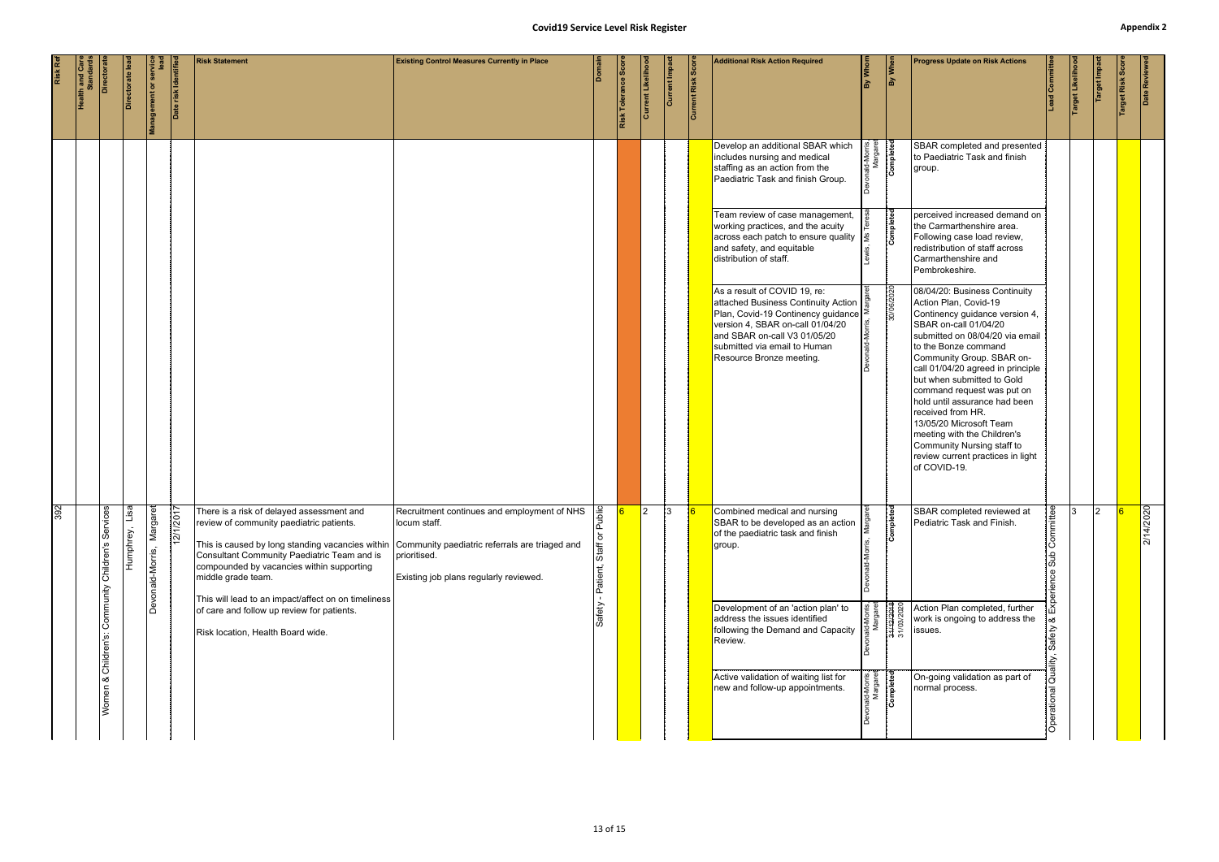# Covid19 Service Level Risk Register

Appendix 2

| Risk Ref | Health and Care Standards | Directorate | Directorate lead | Management or service lead | Date risk identified | Risk Statement | Existing Control Measures Currently in Place | Domain | Risk Tolerance Score | Current Likelihood | Current Impact | Current Risk Score | Additional Risk Action Required | By Whom | By When | Progress Update on Risk Actions | Lead Committee | Target Likelihood | Target Impact | Target Risk Score | Date Reviewed |
|---|---|---|---|---|---|---|---|---|---|---|---|---|---|---|---|---|---|---|---|---|---|
| | | | | | | | | | | | | | Develop an additional SBAR which includes nursing and medical staffing as an action from the Paediatric Task and finish Group. | Devonald-Morris, Margaret | Completed | SBAR completed and presented to Paediatric Task and finish group. | | | | | |
| | | | | | | | | | | | | | Team review of case management, working practices, and the acuity across each patch to ensure quality and safety, and equitable distribution of staff. | Lewis, Ms Teresa | Completed | perceived increased demand on the Carmarthenshire area. Following case load review, redistribution of staff across Carmarthenshire and Pembrokeshire. | | | | | |
| | | | | | | | | | | | | | As a result of COVID 19, re: attached Business Continuity Action Plan, Covid-19 Continency guidance version 4, SBAR on-call 01/04/20 and SBAR on-call V3 01/05/20 submitted via email to Human Resource Bronze meeting. | Devonald-Morris, Margaret | 30/06/2020 | 08/04/20: Business Continuity Action Plan, Covid-19 Continency guidance version 4, SBAR on-call 01/04/20 submitted on 08/04/20 via email to the Bonze command Community Group. SBAR on-call 01/04/20 agreed in principle but when submitted to Gold command request was put on hold until assurance had been received from HR. 13/05/20 Microsoft Team meeting with the Children's Community Nursing staff to review current practices in light of COVID-19. | | | | | |
| 392 | | Women & Children's: Community Children's Services | Humphrey, Lisa | Devonald-Morris, Margaret | 12/1/2017 | There is a risk of delayed assessment and review of community paediatric patients.<br><br>This is caused by long standing vacancies within Consultant Community Paediatric Team and is compounded by vacancies within supporting middle grade team.<br><br>This will lead to an impact/affect on on timeliness of care and follow up review for patients.<br><br>Risk location, Health Board wide. | Recruitment continues and employment of NHS locum staff.<br><br>Community paediatric referrals are triaged and prioritised.<br><br>Existing job plans regularly reviewed. | Safety - Patient, Staff or Public | 6 | 2 | 3 | 6 | Combined medical and nursing SBAR to be developed as an action of the paediatric task and finish group. | Devonald-Morris, Margaret | Completed | SBAR completed reviewed at Pediatric Task and Finish. | Operational Quality, Safety & Experience Sub Committee | 3 | 2 | 6 | 2/14/2020 |
| | | | | | | | | | | | | | Development of an 'action plan' to address the issues identified following the Demand and Capacity Review. | Devonald-Morris, Margaret | ~~31/12/2019~~ 31/03/2020 | Action Plan completed, further work is ongoing to address the issues. | | | | | |
| | | | | | | | | | | | | | Active validation of waiting list for new and follow-up appointments. | Devonald-Morris, Margaret | Completed | On-going validation as part of normal process. | | | | | |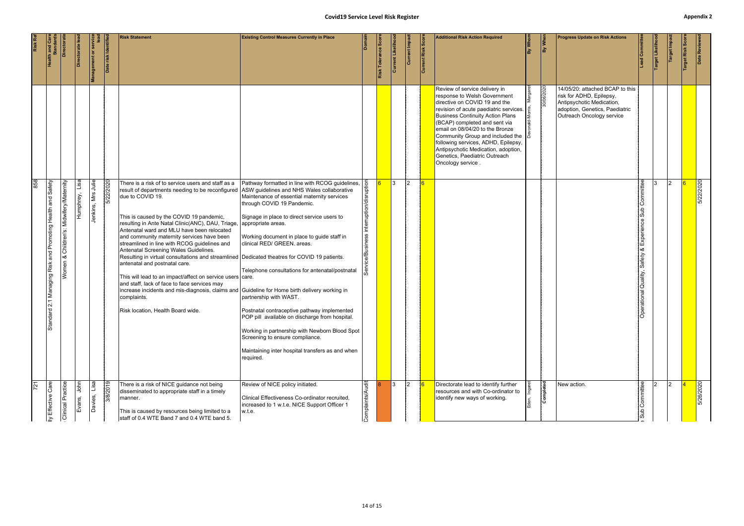| Risk Ref | Health and Care Standards | Directorate | Directorate lead | Management or service lead | Date risk Identified | Risk Statement | Existing Control Measures Currently in Place | Domain | Risk Tolerance Score | Current Likelihood | Current Impact | Current Risk Score | Additional Risk Action Required | By Whom | By When | Progress Update on Risk Actions | Lead Committee | Target Likelihood | Target Impact | Target Risk Score | Date Reviewed |
|---|---|---|---|---|---|---|---|---|---|---|---|---|---|---|---|---|---|---|---|---|---|
| | | | | | | | | | | | | | Review of service delivery in response to Welsh Government directive on COVID 19 and the revision of acute paediatric services. Business Continuity Action Plans (BCAP) completed and sent via email on 08/04/20 to the Bronze Community Group and included the following services, ADHD, Epilepsy, Antipsychotic Medication, adoption, Genetics, Paediatric Outreach Oncology service . | Devonald-Morris, Margaret | 30/06/2020 | 14/05/20: attached BCAP to this risk for ADHD, Epilepsy, Antipsychotic Medication, adoption, Genetics, Paediatric Outreach Oncology service | | | | | |
| 858 | Standard 2.1 Managing Risk and Promoting Health and Safety | Women & Children's: Midwifery/Maternity | Humphrey, Lisa | Jenkins, Mrs Julie | 5/22/2020 | There is a risk of to service users and staff as a result of departments needing to be reconfigured due to COVID 19.<br><br>This is caused by the COVID 19 pandemic, resulting in Ante Natal Clinic(ANC), DAU, Triage, Antenatal ward and MLU have been relocated and community maternity services have been streamlined in line with RCOG guidelines and Antenatal Screening Wales Guidelines. Resulting in virtual consultations and streamlined antenatal and postnatal care.<br><br>This will lead to an impact/affect on service users and staff, lack of face to face services may increase incidents and mis-diagnosis, claims and complaints.<br><br>Risk location, Health Board wide. | Pathway formatted in line with RCOG guidelines, ASW guidelines and NHS Wales collaborative Maintenance of essential maternity services through COVID 19 Pandemic.<br><br>Signage in place to direct service users to appropriate areas.<br><br>Working document in place to guide staff in clinical RED/ GREEN. areas.<br><br>Dedicated theatres for COVID 19 patients.<br><br>Telephone consultations for antenatal/postnatal care.<br><br>Guideline for Home birth delivery working in partnership with WAST.<br><br>Postnatal contraceptive pathway implemented POP pill available on discharge from hospital.<br><br>Working in partnership with Newborn Blood Spot Screening to ensure compliance.<br><br>Maintaining inter hospital transfers as and when required. | Service/Business interruption/disruption | 6 | 3 | 2 | 6 | | | | | Operational Quality, Safety & Experience Sub Committee | 3 | 2 | 6 | 5/22/2020 |
| 721 | ...lly Effective Care | ...Clinical Practice | Evans, John | Davies, Lisa | 3/8/2019 | There is a risk of NICE guidance not being disseminated to appropriate staff in a timely manner.<br><br>This is caused by resources being limited to a staff of 0.4 WTE Band 7 and 0.4 WTE band 5. | Review of NICE policy initiated.<br><br>Clinical Effectiveness Co-ordinator recruited, increased to 1 w.t.e. NICE Support Officer 1 w.t.e. | Complaints/Audit | 8 | 3 | 2 | 6 | Directorate lead to identify further resources and with Co-ordinator to identify new ways of working. | Eden, Ingaret | Completed | New action. | ...Sub Committee | 2 | 2 | 4 | 5/26/2020 |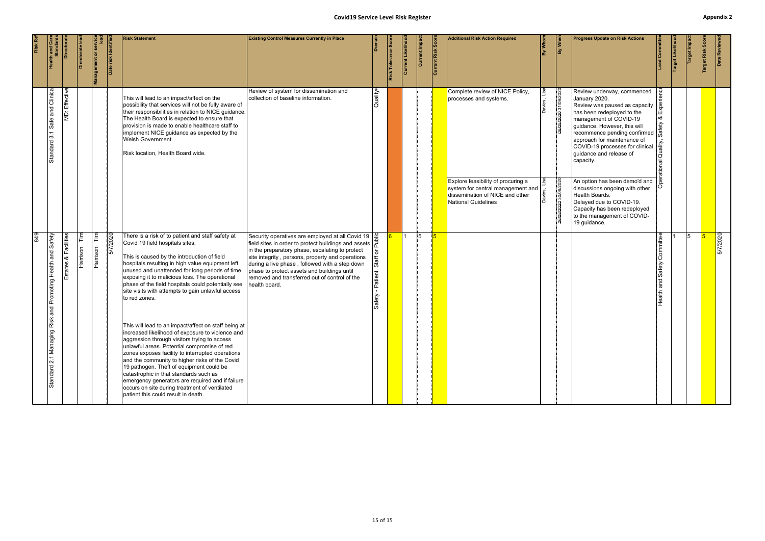# Covid19 Service Level Risk Register

Appendix 2

| Risk Ref | Health and Care Standards | Directorate | Directorate lead | Management or service lead | Date risk Identified | Risk Statement | Existing Control Measures Currently in Place | Domain | Risk Tolerance Score | Current Likelihood | Current Impact | Current Risk Score | Additional Risk Action Required | By Whom | By When | Progress Update on Risk Actions | Lead Committee | Target Likelihood | Target Impact | Target Risk Score | Date Reviewed |
|---|---|---|---|---|---|---|---|---|---|---|---|---|---|---|---|---|---|---|---|---|---|
| | Standard 3.1 Safe and Clinica | MD: Effective | | | | This will lead to an impact/affect on the possibility that services will not be fully aware of their responsibilities in relation to NICE guidance. The Health Board is expected to ensure that provision is made to enable healthcare staff to implement NICE guidance as expected by the Welsh Government.<br><br>Risk location, Health Board wide. | Review of system for dissemination and collection of baseline information. | Quality/ | | | | | Complete review of NICE Policy, processes and systems. | Davies, Lisa | ~~06/08/2020~~ 31/09/2020 | Review underway, commenced January 2020.<br>Review was paused as capacity has been redeployed to the management of COVID-19 guidance. However, this will recommence pending confirmed approach for maintenance of COVID-19 processes for clinical guidance and release of capacity. | Operational Quality, Safety & Experience | | | | |
| | | | | | | | | | | | | | Explore feasibility of procuring a system for central management and dissemination of NICE and other National Guidelines | Davies, Lisa | ~~06/08/2020~~ 30/09/2020 | An option has been demo'd and discussions ongoing with other Health Boards.<br>Delayed due to COVID-19.<br>Capacity has been redeployed to the management of COVID-19 guidance. | | | | | |
| 849 | Standard 2.1 Managing Risk and Promoting Health and Safety | Estates & Facilities | Harrison, Tim | Harrison, Tim | 5/7/2020 | There is a risk of to patient and staff safety at Covid 19 field hospitals sites.<br><br>This is caused by the introduction of field hospitals resulting in high value equipment left unused and unattended for long periods of time exposing it to malicious loss. The operational phase of the field hospitals could potentially see site visits with attempts to gain unlawful access to red zones.<br><br>This will lead to an impact/affect on staff being at increased likelihood of exposure to violence and aggression through visitors trying to access unlawful areas. Potential compromise of red zones exposes facility to interrupted operations and the community to higher risks of the Covid 19 pathogen. Theft of equipment could be catastrophic in that standards such as emergency generators are required and if failure occurs on site during treatment of ventilated patient this could result in death. | Security operatives are employed at all Covid 19 field sites in order to protect buildings and assets in the preparatory phase, escalating to protect site integrity , persons, property and operations during a live phase , followed with a step down phase to protect assets and buildings until removed and transferred out of control of the health board. | Safety - Patient, Staff or Public | 6 | 1 | 5 | 5 | | | | | Health and Safety Committee | 1 | 5 | 5 | 5/7/2020 |